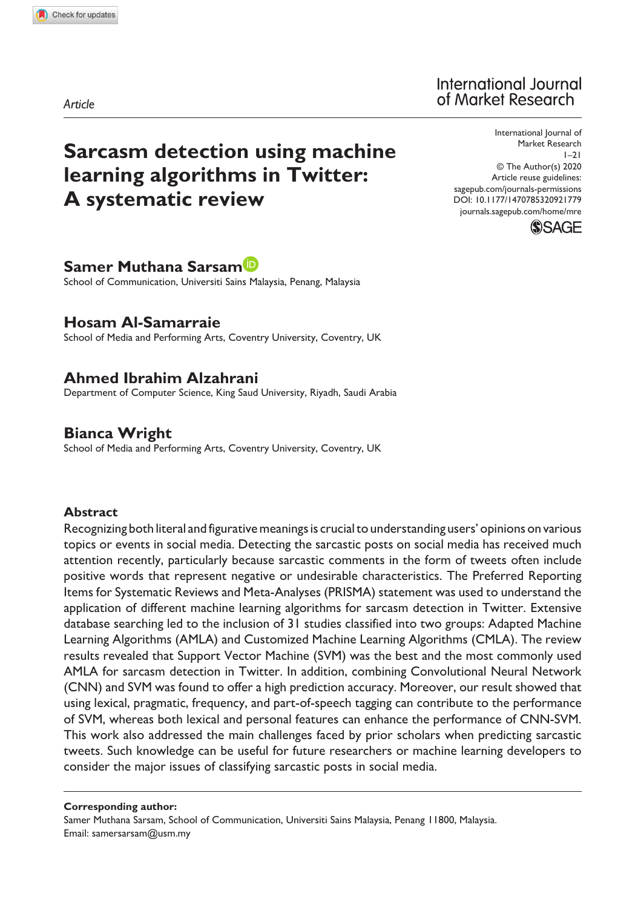*Article*

# Sarcasm detection using machine learning algorithms in Twitter: A systematic review

International Journal of Market Research
1–21
© The Author(s) 2020
Article reuse guidelines:
sagepub.com/journals-permissions
DOI: 10.1177/1470785320921779
journals.sagepub.com/home/mre

**Samer Muthana Sarsam**
School of Communication, Universiti Sains Malaysia, Penang, Malaysia

**Hosam Al-Samarraie**
School of Media and Performing Arts, Coventry University, Coventry, UK

**Ahmed Ibrahim Alzahrani**
Department of Computer Science, King Saud University, Riyadh, Saudi Arabia

**Bianca Wright**
School of Media and Performing Arts, Coventry University, Coventry, UK

## Abstract

Recognizing both literal and figurative meanings is crucial to understanding users' opinions on various topics or events in social media. Detecting the sarcastic posts on social media has received much attention recently, particularly because sarcastic comments in the form of tweets often include positive words that represent negative or undesirable characteristics. The Preferred Reporting Items for Systematic Reviews and Meta-Analyses (PRISMA) statement was used to understand the application of different machine learning algorithms for sarcasm detection in Twitter. Extensive database searching led to the inclusion of 31 studies classified into two groups: Adapted Machine Learning Algorithms (AMLA) and Customized Machine Learning Algorithms (CMLA). The review results revealed that Support Vector Machine (SVM) was the best and the most commonly used AMLA for sarcasm detection in Twitter. In addition, combining Convolutional Neural Network (CNN) and SVM was found to offer a high prediction accuracy. Moreover, our result showed that using lexical, pragmatic, frequency, and part-of-speech tagging can contribute to the performance of SVM, whereas both lexical and personal features can enhance the performance of CNN-SVM. This work also addressed the main challenges faced by prior scholars when predicting sarcastic tweets. Such knowledge can be useful for future researchers or machine learning developers to consider the major issues of classifying sarcastic posts in social media.

**Corresponding author:**
Samer Muthana Sarsam, School of Communication, Universiti Sains Malaysia, Penang 11800, Malaysia.
Email: samersarsam@usm.my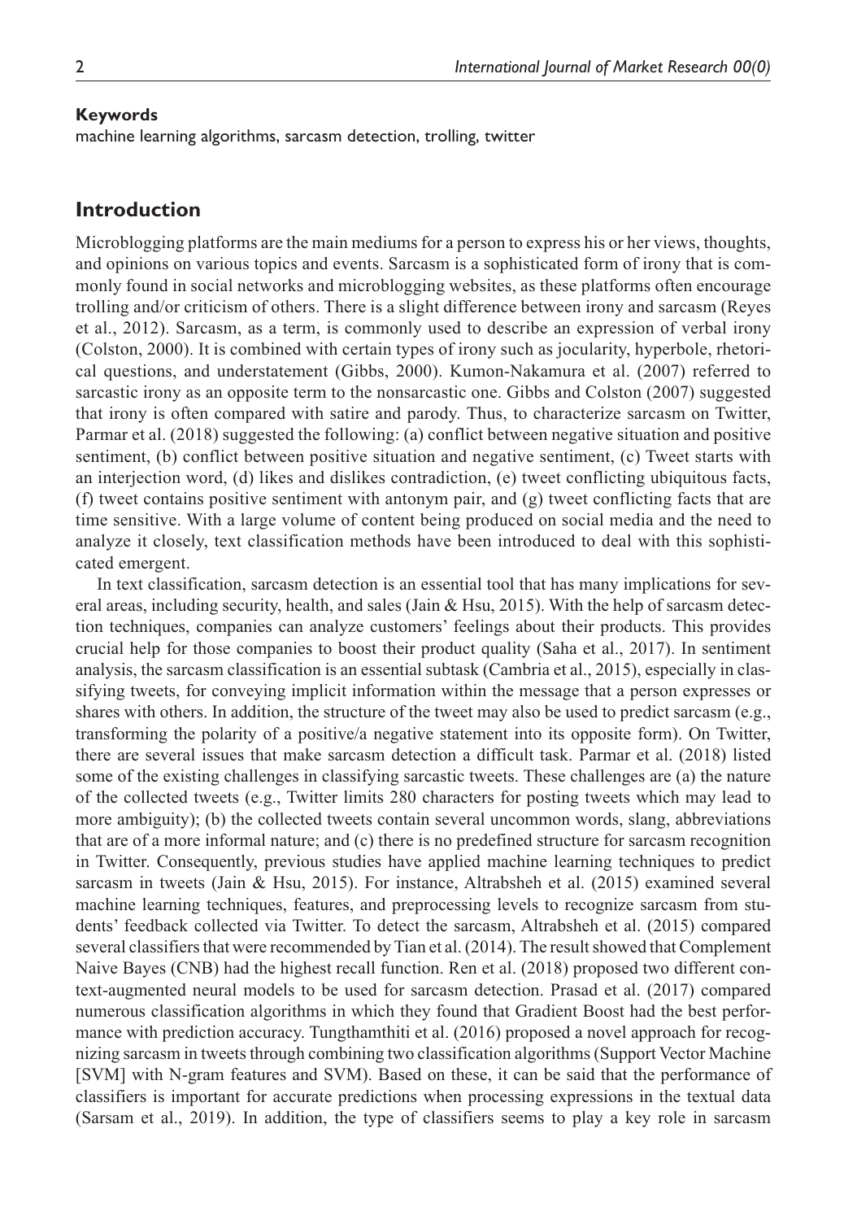**Keywords**

machine learning algorithms, sarcasm detection, trolling, twitter

## Introduction

Microblogging platforms are the main mediums for a person to express his or her views, thoughts, and opinions on various topics and events. Sarcasm is a sophisticated form of irony that is commonly found in social networks and microblogging websites, as these platforms often encourage trolling and/or criticism of others. There is a slight difference between irony and sarcasm (Reyes et al., 2012). Sarcasm, as a term, is commonly used to describe an expression of verbal irony (Colston, 2000). It is combined with certain types of irony such as jocularity, hyperbole, rhetorical questions, and understatement (Gibbs, 2000). Kumon-Nakamura et al. (2007) referred to sarcastic irony as an opposite term to the nonsarcastic one. Gibbs and Colston (2007) suggested that irony is often compared with satire and parody. Thus, to characterize sarcasm on Twitter, Parmar et al. (2018) suggested the following: (a) conflict between negative situation and positive sentiment, (b) conflict between positive situation and negative sentiment, (c) Tweet starts with an interjection word, (d) likes and dislikes contradiction, (e) tweet conflicting ubiquitous facts, (f) tweet contains positive sentiment with antonym pair, and (g) tweet conflicting facts that are time sensitive. With a large volume of content being produced on social media and the need to analyze it closely, text classification methods have been introduced to deal with this sophisticated emergent.

In text classification, sarcasm detection is an essential tool that has many implications for several areas, including security, health, and sales (Jain & Hsu, 2015). With the help of sarcasm detection techniques, companies can analyze customers' feelings about their products. This provides crucial help for those companies to boost their product quality (Saha et al., 2017). In sentiment analysis, the sarcasm classification is an essential subtask (Cambria et al., 2015), especially in classifying tweets, for conveying implicit information within the message that a person expresses or shares with others. In addition, the structure of the tweet may also be used to predict sarcasm (e.g., transforming the polarity of a positive/a negative statement into its opposite form). On Twitter, there are several issues that make sarcasm detection a difficult task. Parmar et al. (2018) listed some of the existing challenges in classifying sarcastic tweets. These challenges are (a) the nature of the collected tweets (e.g., Twitter limits 280 characters for posting tweets which may lead to more ambiguity); (b) the collected tweets contain several uncommon words, slang, abbreviations that are of a more informal nature; and (c) there is no predefined structure for sarcasm recognition in Twitter. Consequently, previous studies have applied machine learning techniques to predict sarcasm in tweets (Jain & Hsu, 2015). For instance, Altrabsheh et al. (2015) examined several machine learning techniques, features, and preprocessing levels to recognize sarcasm from students' feedback collected via Twitter. To detect the sarcasm, Altrabsheh et al. (2015) compared several classifiers that were recommended by Tian et al. (2014). The result showed that Complement Naive Bayes (CNB) had the highest recall function. Ren et al. (2018) proposed two different context-augmented neural models to be used for sarcasm detection. Prasad et al. (2017) compared numerous classification algorithms in which they found that Gradient Boost had the best performance with prediction accuracy. Tungthamthiti et al. (2016) proposed a novel approach for recognizing sarcasm in tweets through combining two classification algorithms (Support Vector Machine [SVM] with N-gram features and SVM). Based on these, it can be said that the performance of classifiers is important for accurate predictions when processing expressions in the textual data (Sarsam et al., 2019). In addition, the type of classifiers seems to play a key role in sarcasm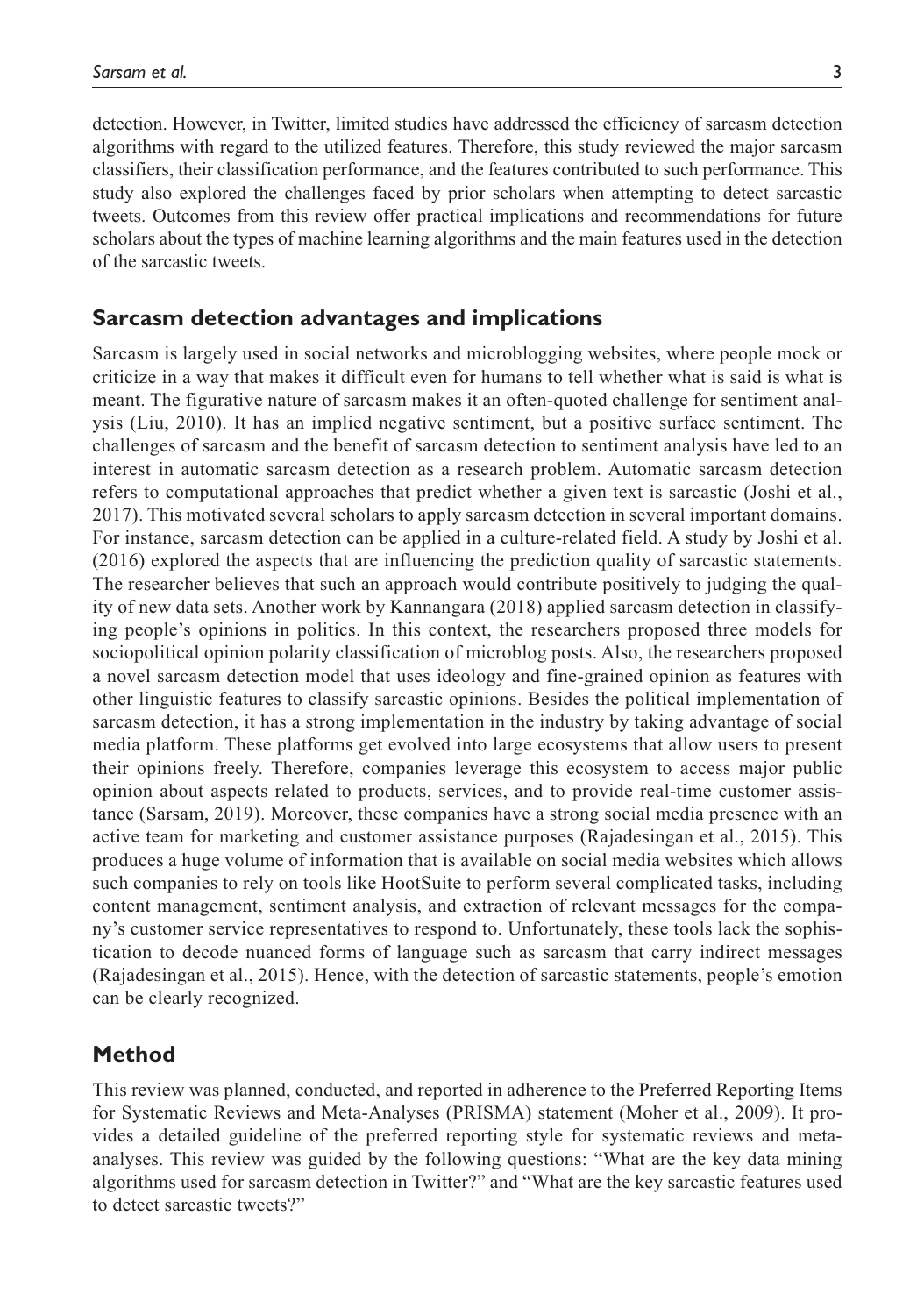detection. However, in Twitter, limited studies have addressed the efficiency of sarcasm detection algorithms with regard to the utilized features. Therefore, this study reviewed the major sarcasm classifiers, their classification performance, and the features contributed to such performance. This study also explored the challenges faced by prior scholars when attempting to detect sarcastic tweets. Outcomes from this review offer practical implications and recommendations for future scholars about the types of machine learning algorithms and the main features used in the detection of the sarcastic tweets.

## Sarcasm detection advantages and implications

Sarcasm is largely used in social networks and microblogging websites, where people mock or criticize in a way that makes it difficult even for humans to tell whether what is said is what is meant. The figurative nature of sarcasm makes it an often-quoted challenge for sentiment analysis (Liu, 2010). It has an implied negative sentiment, but a positive surface sentiment. The challenges of sarcasm and the benefit of sarcasm detection to sentiment analysis have led to an interest in automatic sarcasm detection as a research problem. Automatic sarcasm detection refers to computational approaches that predict whether a given text is sarcastic (Joshi et al., 2017). This motivated several scholars to apply sarcasm detection in several important domains. For instance, sarcasm detection can be applied in a culture-related field. A study by Joshi et al. (2016) explored the aspects that are influencing the prediction quality of sarcastic statements. The researcher believes that such an approach would contribute positively to judging the quality of new data sets. Another work by Kannangara (2018) applied sarcasm detection in classifying people's opinions in politics. In this context, the researchers proposed three models for sociopolitical opinion polarity classification of microblog posts. Also, the researchers proposed a novel sarcasm detection model that uses ideology and fine-grained opinion as features with other linguistic features to classify sarcastic opinions. Besides the political implementation of sarcasm detection, it has a strong implementation in the industry by taking advantage of social media platform. These platforms get evolved into large ecosystems that allow users to present their opinions freely. Therefore, companies leverage this ecosystem to access major public opinion about aspects related to products, services, and to provide real-time customer assistance (Sarsam, 2019). Moreover, these companies have a strong social media presence with an active team for marketing and customer assistance purposes (Rajadesingan et al., 2015). This produces a huge volume of information that is available on social media websites which allows such companies to rely on tools like HootSuite to perform several complicated tasks, including content management, sentiment analysis, and extraction of relevant messages for the company's customer service representatives to respond to. Unfortunately, these tools lack the sophistication to decode nuanced forms of language such as sarcasm that carry indirect messages (Rajadesingan et al., 2015). Hence, with the detection of sarcastic statements, people's emotion can be clearly recognized.

## Method

This review was planned, conducted, and reported in adherence to the Preferred Reporting Items for Systematic Reviews and Meta-Analyses (PRISMA) statement (Moher et al., 2009). It provides a detailed guideline of the preferred reporting style for systematic reviews and meta-analyses. This review was guided by the following questions: "What are the key data mining algorithms used for sarcasm detection in Twitter?" and "What are the key sarcastic features used to detect sarcastic tweets?"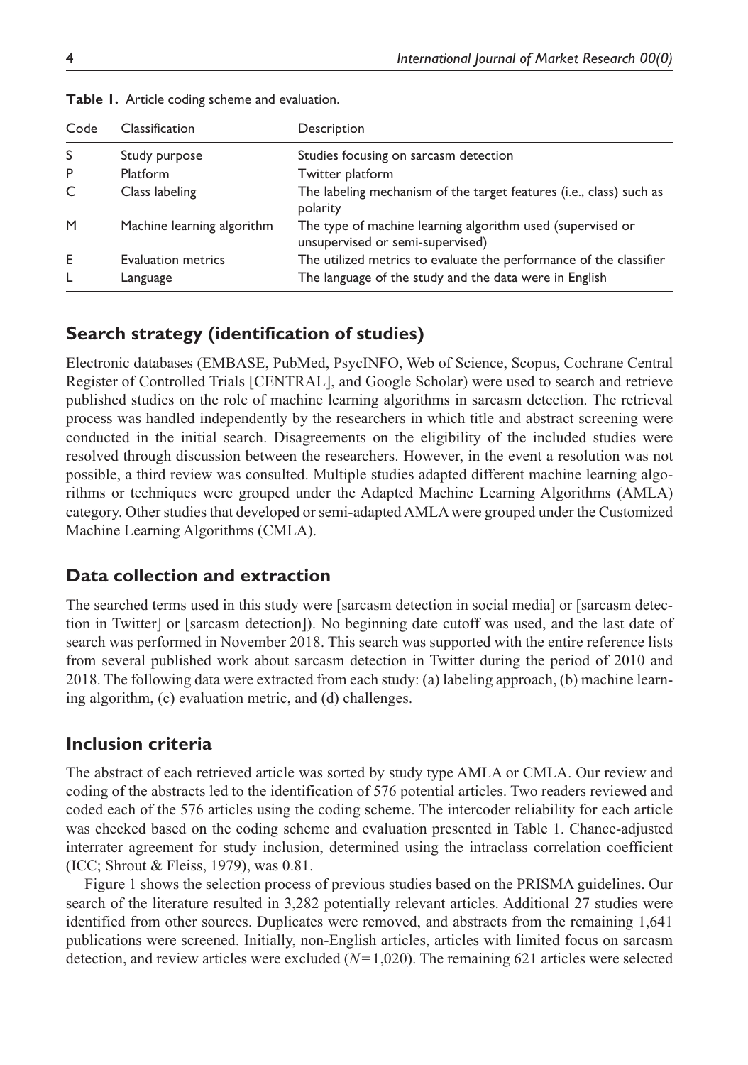**Table 1.** Article coding scheme and evaluation.

| Code | Classification | Description |
|---|---|---|
| S | Study purpose | Studies focusing on sarcasm detection |
| P | Platform | Twitter platform |
| C | Class labeling | The labeling mechanism of the target features (i.e., class) such as polarity |
| M | Machine learning algorithm | The type of machine learning algorithm used (supervised or unsupervised or semi-supervised) |
| E | Evaluation metrics | The utilized metrics to evaluate the performance of the classifier |
| L | Language | The language of the study and the data were in English |

## Search strategy (identification of studies)

Electronic databases (EMBASE, PubMed, PsycINFO, Web of Science, Scopus, Cochrane Central Register of Controlled Trials [CENTRAL], and Google Scholar) were used to search and retrieve published studies on the role of machine learning algorithms in sarcasm detection. The retrieval process was handled independently by the researchers in which title and abstract screening were conducted in the initial search. Disagreements on the eligibility of the included studies were resolved through discussion between the researchers. However, in the event a resolution was not possible, a third review was consulted. Multiple studies adapted different machine learning algorithms or techniques were grouped under the Adapted Machine Learning Algorithms (AMLA) category. Other studies that developed or semi-adapted AMLA were grouped under the Customized Machine Learning Algorithms (CMLA).

## Data collection and extraction

The searched terms used in this study were [sarcasm detection in social media] or [sarcasm detection in Twitter] or [sarcasm detection]). No beginning date cutoff was used, and the last date of search was performed in November 2018. This search was supported with the entire reference lists from several published work about sarcasm detection in Twitter during the period of 2010 and 2018. The following data were extracted from each study: (a) labeling approach, (b) machine learning algorithm, (c) evaluation metric, and (d) challenges.

## Inclusion criteria

The abstract of each retrieved article was sorted by study type AMLA or CMLA. Our review and coding of the abstracts led to the identification of 576 potential articles. Two readers reviewed and coded each of the 576 articles using the coding scheme. The intercoder reliability for each article was checked based on the coding scheme and evaluation presented in Table 1. Chance-adjusted interrater agreement for study inclusion, determined using the intraclass correlation coefficient (ICC; Shrout & Fleiss, 1979), was 0.81.

Figure 1 shows the selection process of previous studies based on the PRISMA guidelines. Our search of the literature resulted in 3,282 potentially relevant articles. Additional 27 studies were identified from other sources. Duplicates were removed, and abstracts from the remaining 1,641 publications were screened. Initially, non-English articles, articles with limited focus on sarcasm detection, and review articles were excluded ($N = 1{,}020$). The remaining 621 articles were selected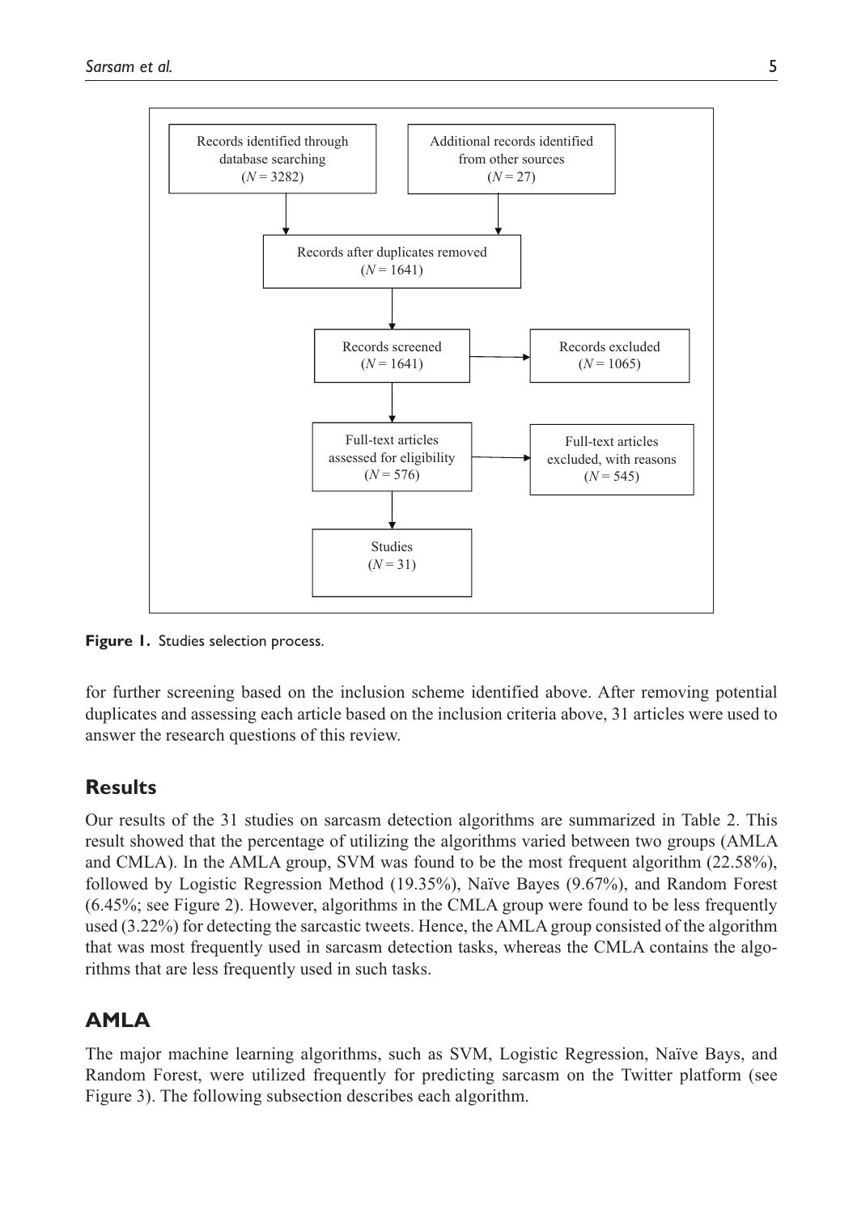Records identified through database searching ($N = 3282$)

Additional records identified from other sources ($N = 27$)

Records after duplicates removed ($N = 1641$)

Records screened ($N = 1641$)

Records excluded ($N = 1065$)

Full-text articles assessed for eligibility ($N = 576$)

Full-text articles excluded, with reasons ($N = 545$)

Studies ($N = 31$)

**Figure 1.** Studies selection process.

for further screening based on the inclusion scheme identified above. After removing potential duplicates and assessing each article based on the inclusion criteria above, 31 articles were used to answer the research questions of this review.

## Results

Our results of the 31 studies on sarcasm detection algorithms are summarized in Table 2. This result showed that the percentage of utilizing the algorithms varied between two groups (AMLA and CMLA). In the AMLA group, SVM was found to be the most frequent algorithm (22.58%), followed by Logistic Regression Method (19.35%), Naïve Bayes (9.67%), and Random Forest (6.45%; see Figure 2). However, algorithms in the CMLA group were found to be less frequently used (3.22%) for detecting the sarcastic tweets. Hence, the AMLA group consisted of the algorithm that was most frequently used in sarcasm detection tasks, whereas the CMLA contains the algorithms that are less frequently used in such tasks.

## AMLA

The major machine learning algorithms, such as SVM, Logistic Regression, Naïve Bays, and Random Forest, were utilized frequently for predicting sarcasm on the Twitter platform (see Figure 3). The following subsection describes each algorithm.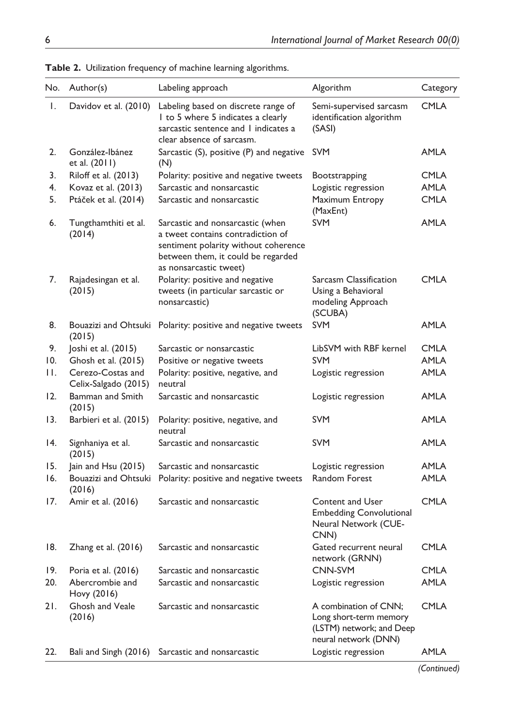**Table 2.** Utilization frequency of machine learning algorithms.

| No. | Author(s) | Labeling approach | Algorithm | Category |
|---|---|---|---|---|
| 1. | Davidov et al. (2010) | Labeling based on discrete range of 1 to 5 where 5 indicates a clearly sarcastic sentence and 1 indicates a clear absence of sarcasm. | Semi-supervised sarcasm identification algorithm (SASI) | CMLA |
| 2. | González-Ibánez et al. (2011) | Sarcastic (S), positive (P) and negative (N) | SVM | AMLA |
| 3. | Riloff et al. (2013) | Polarity: positive and negative tweets | Bootstrapping | CMLA |
| 4. | Kovaz et al. (2013) | Sarcastic and nonsarcastic | Logistic regression | AMLA |
| 5. | Ptáček et al. (2014) | Sarcastic and nonsarcastic | Maximum Entropy (MaxEnt) | CMLA |
| 6. | Tungthamthiti et al. (2014) | Sarcastic and nonsarcastic (when a tweet contains contradiction of sentiment polarity without coherence between them, it could be regarded as nonsarcastic tweet) | SVM | AMLA |
| 7. | Rajadesingan et al. (2015) | Polarity: positive and negative tweets (in particular sarcastic or nonsarcastic) | Sarcasm Classification Using a Behavioral modeling Approach (SCUBA) | CMLA |
| 8. | Bouazizi and Ohtsuki (2015) | Polarity: positive and negative tweets | SVM | AMLA |
| 9. | Joshi et al. (2015) | Sarcastic or nonsarcastic | LibSVM with RBF kernel | CMLA |
| 10. | Ghosh et al. (2015) | Positive or negative tweets | SVM | AMLA |
| 11. | Cerezo-Costas and Celix-Salgado (2015) | Polarity: positive, negative, and neutral | Logistic regression | AMLA |
| 12. | Bamman and Smith (2015) | Sarcastic and nonsarcastic | Logistic regression | AMLA |
| 13. | Barbieri et al. (2015) | Polarity: positive, negative, and neutral | SVM | AMLA |
| 14. | Signhaniya et al. (2015) | Sarcastic and nonsarcastic | SVM | AMLA |
| 15. | Jain and Hsu (2015) | Sarcastic and nonsarcastic | Logistic regression | AMLA |
| 16. | Bouazizi and Ohtsuki (2016) | Polarity: positive and negative tweets | Random Forest | AMLA |
| 17. | Amir et al. (2016) | Sarcastic and nonsarcastic | Content and User Embedding Convolutional Neural Network (CUE-CNN) | CMLA |
| 18. | Zhang et al. (2016) | Sarcastic and nonsarcastic | Gated recurrent neural network (GRNN) | CMLA |
| 19. | Poria et al. (2016) | Sarcastic and nonsarcastic | CNN-SVM | CMLA |
| 20. | Abercrombie and Hovy (2016) | Sarcastic and nonsarcastic | Logistic regression | AMLA |
| 21. | Ghosh and Veale (2016) | Sarcastic and nonsarcastic | A combination of CNN; Long short-term memory (LSTM) network; and Deep neural network (DNN) | CMLA |
| 22. | Bali and Singh (2016) | Sarcastic and nonsarcastic | Logistic regression | AMLA |

*(Continued)*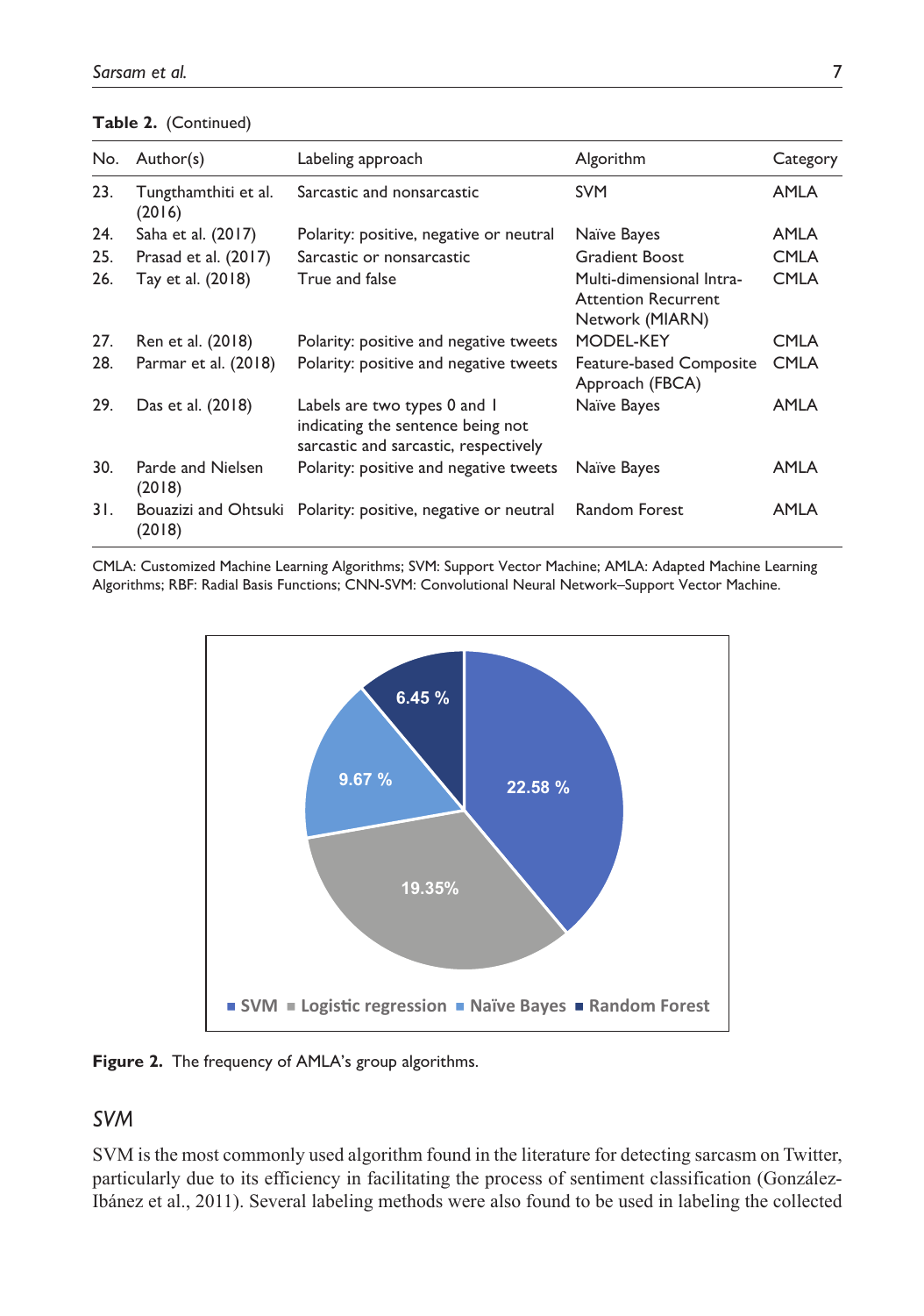**Table 2.** (Continued)

| No. | Author(s) | Labeling approach | Algorithm | Category |
|---|---|---|---|---|
| 23. | Tungthamthiti et al. (2016) | Sarcastic and nonsarcastic | SVM | AMLA |
| 24. | Saha et al. (2017) | Polarity: positive, negative or neutral | Naïve Bayes | AMLA |
| 25. | Prasad et al. (2017) | Sarcastic or nonsarcastic | Gradient Boost | CMLA |
| 26. | Tay et al. (2018) | True and false | Multi-dimensional Intra-Attention Recurrent Network (MIARN) | CMLA |
| 27. | Ren et al. (2018) | Polarity: positive and negative tweets | MODEL-KEY | CMLA |
| 28. | Parmar et al. (2018) | Polarity: positive and negative tweets | Feature-based Composite Approach (FBCA) | CMLA |
| 29. | Das et al. (2018) | Labels are two types 0 and 1 indicating the sentence being not sarcastic and sarcastic, respectively | Naïve Bayes | AMLA |
| 30. | Parde and Nielsen (2018) | Polarity: positive and negative tweets | Naïve Bayes | AMLA |
| 31. | Bouazizi and Ohtsuki (2018) | Polarity: positive, negative or neutral | Random Forest | AMLA |

CMLA: Customized Machine Learning Algorithms; SVM: Support Vector Machine; AMLA: Adapted Machine Learning Algorithms; RBF: Radial Basis Functions; CNN-SVM: Convolutional Neural Network–Support Vector Machine.

**Figure 2.** The frequency of AMLA's group algorithms.

## *SVM*

SVM is the most commonly used algorithm found in the literature for detecting sarcasm on Twitter, particularly due to its efficiency in facilitating the process of sentiment classification (González-Ibánez et al., 2011). Several labeling methods were also found to be used in labeling the collected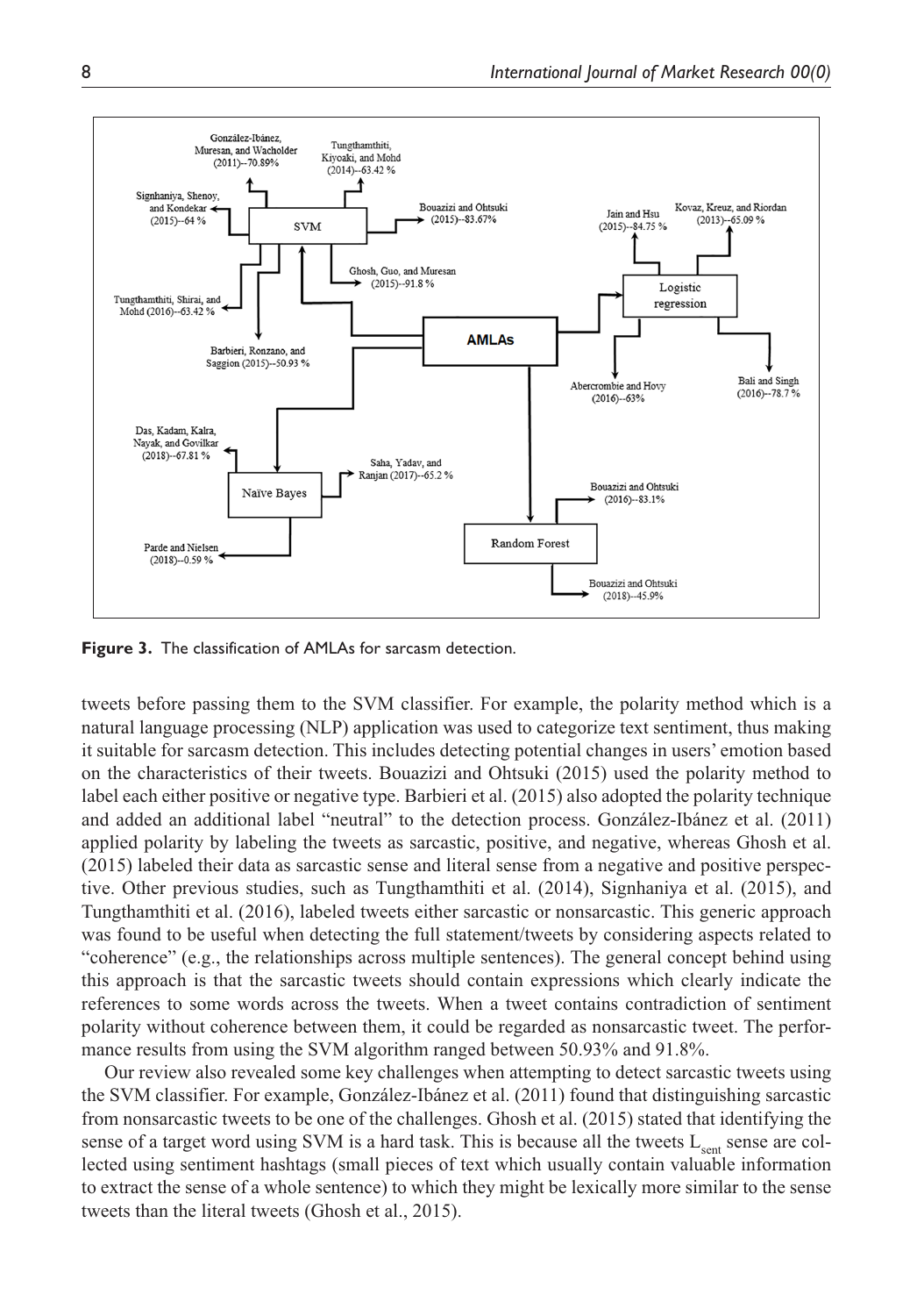**Figure 3.** The classification of AMLAs for sarcasm detection.

tweets before passing them to the SVM classifier. For example, the polarity method which is a natural language processing (NLP) application was used to categorize text sentiment, thus making it suitable for sarcasm detection. This includes detecting potential changes in users' emotion based on the characteristics of their tweets. Bouazizi and Ohtsuki (2015) used the polarity method to label each either positive or negative type. Barbieri et al. (2015) also adopted the polarity technique and added an additional label "neutral" to the detection process. González-Ibánez et al. (2011) applied polarity by labeling the tweets as sarcastic, positive, and negative, whereas Ghosh et al. (2015) labeled their data as sarcastic sense and literal sense from a negative and positive perspective. Other previous studies, such as Tungthamthiti et al. (2014), Signhaniya et al. (2015), and Tungthamthiti et al. (2016), labeled tweets either sarcastic or nonsarcastic. This generic approach was found to be useful when detecting the full statement/tweets by considering aspects related to "coherence" (e.g., the relationships across multiple sentences). The general concept behind using this approach is that the sarcastic tweets should contain expressions which clearly indicate the references to some words across the tweets. When a tweet contains contradiction of sentiment polarity without coherence between them, it could be regarded as nonsarcastic tweet. The performance results from using the SVM algorithm ranged between 50.93% and 91.8%.

Our review also revealed some key challenges when attempting to detect sarcastic tweets using the SVM classifier. For example, González-Ibánez et al. (2011) found that distinguishing sarcastic from nonsarcastic tweets to be one of the challenges. Ghosh et al. (2015) stated that identifying the sense of a target word using SVM is a hard task. This is because all the tweets $L_{sent}$ sense are collected using sentiment hashtags (small pieces of text which usually contain valuable information to extract the sense of a whole sentence) to which they might be lexically more similar to the sense tweets than the literal tweets (Ghosh et al., 2015).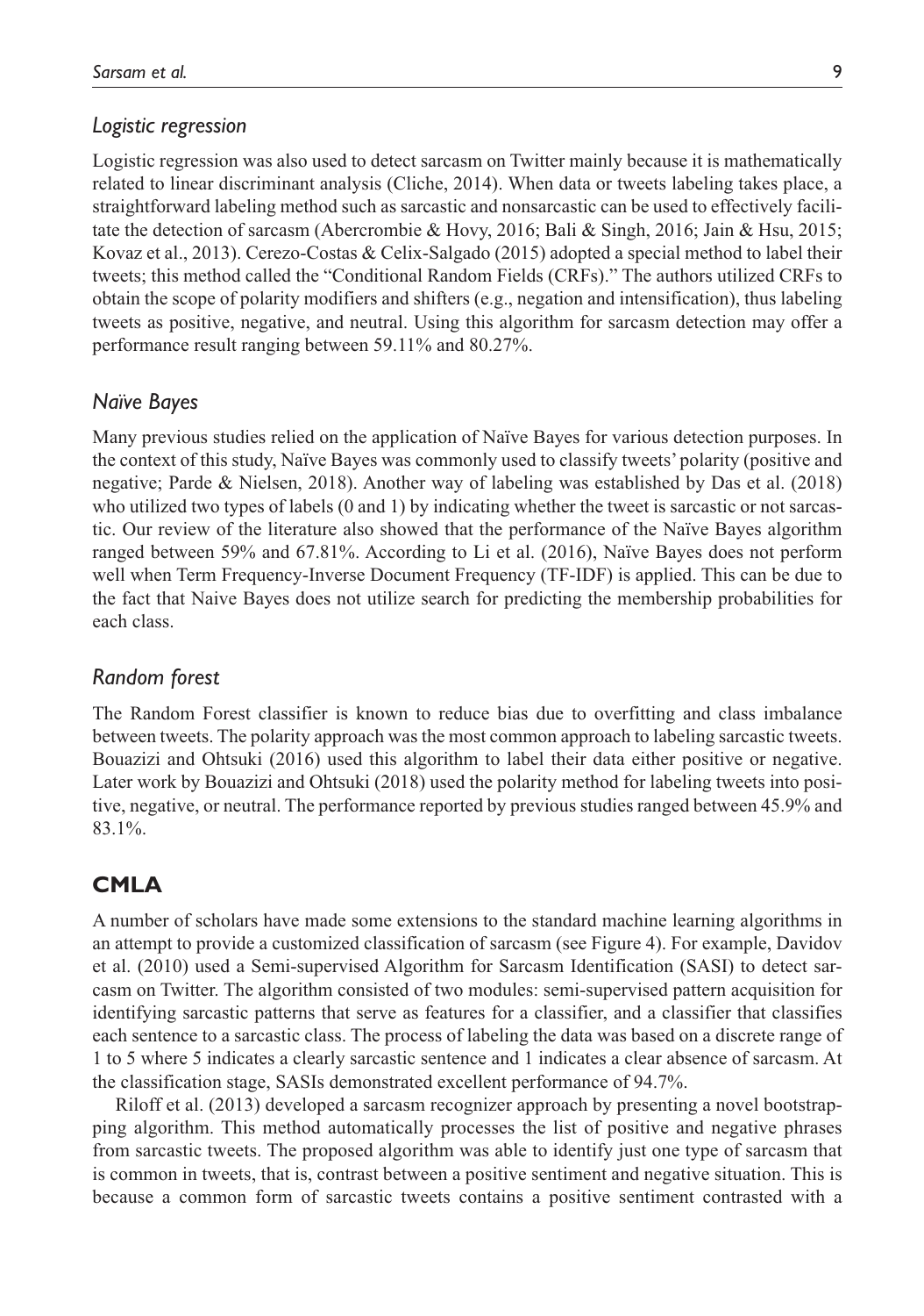### *Logistic regression*

Logistic regression was also used to detect sarcasm on Twitter mainly because it is mathematically related to linear discriminant analysis (Cliche, 2014). When data or tweets labeling takes place, a straightforward labeling method such as sarcastic and nonsarcastic can be used to effectively facilitate the detection of sarcasm (Abercrombie & Hovy, 2016; Bali & Singh, 2016; Jain & Hsu, 2015; Kovaz et al., 2013). Cerezo-Costas & Celix-Salgado (2015) adopted a special method to label their tweets; this method called the "Conditional Random Fields (CRFs)." The authors utilized CRFs to obtain the scope of polarity modifiers and shifters (e.g., negation and intensification), thus labeling tweets as positive, negative, and neutral. Using this algorithm for sarcasm detection may offer a performance result ranging between 59.11% and 80.27%.

### *Naïve Bayes*

Many previous studies relied on the application of Naïve Bayes for various detection purposes. In the context of this study, Naïve Bayes was commonly used to classify tweets' polarity (positive and negative; Parde & Nielsen, 2018). Another way of labeling was established by Das et al. (2018) who utilized two types of labels (0 and 1) by indicating whether the tweet is sarcastic or not sarcastic. Our review of the literature also showed that the performance of the Naïve Bayes algorithm ranged between 59% and 67.81%. According to Li et al. (2016), Naïve Bayes does not perform well when Term Frequency-Inverse Document Frequency (TF-IDF) is applied. This can be due to the fact that Naive Bayes does not utilize search for predicting the membership probabilities for each class.

### *Random forest*

The Random Forest classifier is known to reduce bias due to overfitting and class imbalance between tweets. The polarity approach was the most common approach to labeling sarcastic tweets. Bouazizi and Ohtsuki (2016) used this algorithm to label their data either positive or negative. Later work by Bouazizi and Ohtsuki (2018) used the polarity method for labeling tweets into positive, negative, or neutral. The performance reported by previous studies ranged between 45.9% and 83.1%.

## **CMLA**

A number of scholars have made some extensions to the standard machine learning algorithms in an attempt to provide a customized classification of sarcasm (see Figure 4). For example, Davidov et al. (2010) used a Semi-supervised Algorithm for Sarcasm Identification (SASI) to detect sarcasm on Twitter. The algorithm consisted of two modules: semi-supervised pattern acquisition for identifying sarcastic patterns that serve as features for a classifier, and a classifier that classifies each sentence to a sarcastic class. The process of labeling the data was based on a discrete range of 1 to 5 where 5 indicates a clearly sarcastic sentence and 1 indicates a clear absence of sarcasm. At the classification stage, SASIs demonstrated excellent performance of 94.7%.

Riloff et al. (2013) developed a sarcasm recognizer approach by presenting a novel bootstrapping algorithm. This method automatically processes the list of positive and negative phrases from sarcastic tweets. The proposed algorithm was able to identify just one type of sarcasm that is common in tweets, that is, contrast between a positive sentiment and negative situation. This is because a common form of sarcastic tweets contains a positive sentiment contrasted with a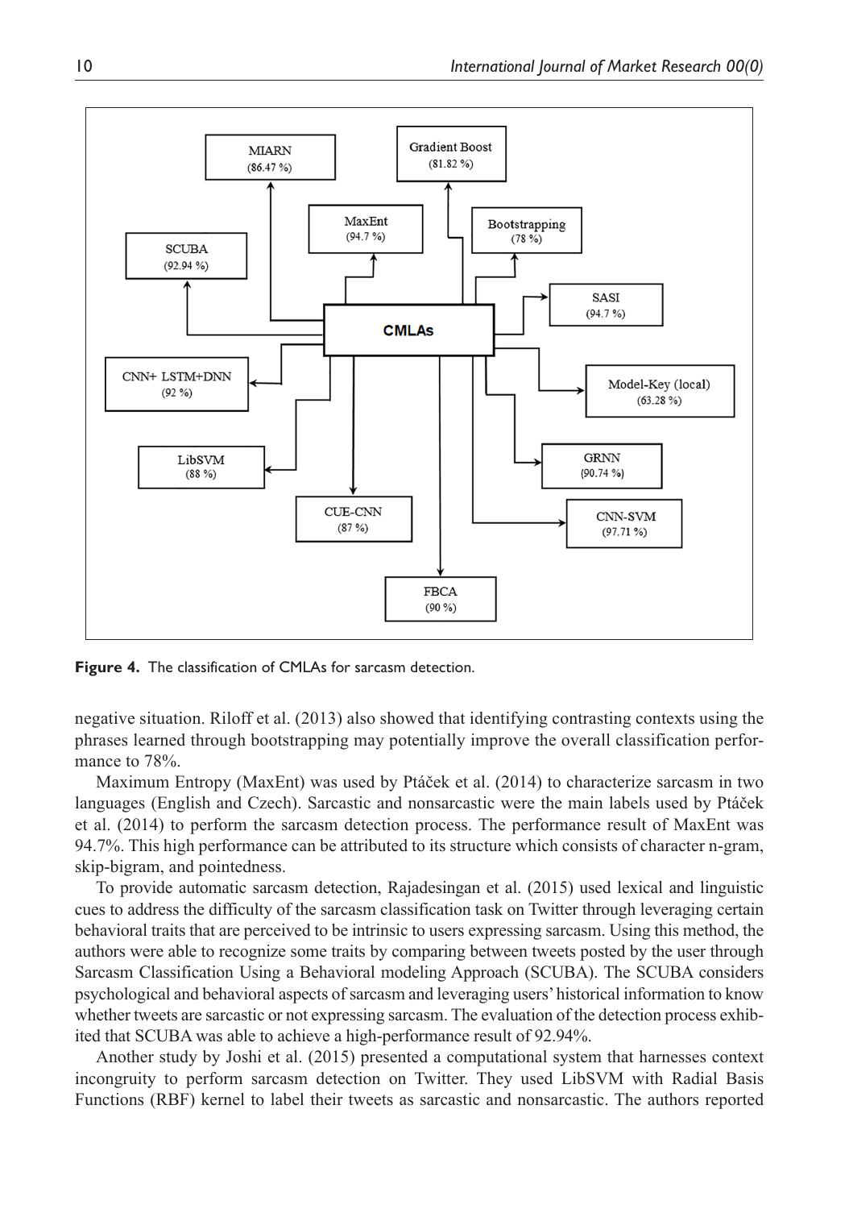**Figure 4.** The classification of CMLAs for sarcasm detection.

negative situation. Riloff et al. (2013) also showed that identifying contrasting contexts using the phrases learned through bootstrapping may potentially improve the overall classification performance to 78%.

Maximum Entropy (MaxEnt) was used by Ptáček et al. (2014) to characterize sarcasm in two languages (English and Czech). Sarcastic and nonsarcastic were the main labels used by Ptáček et al. (2014) to perform the sarcasm detection process. The performance result of MaxEnt was 94.7%. This high performance can be attributed to its structure which consists of character n-gram, skip-bigram, and pointedness.

To provide automatic sarcasm detection, Rajadesingan et al. (2015) used lexical and linguistic cues to address the difficulty of the sarcasm classification task on Twitter through leveraging certain behavioral traits that are perceived to be intrinsic to users expressing sarcasm. Using this method, the authors were able to recognize some traits by comparing between tweets posted by the user through Sarcasm Classification Using a Behavioral modeling Approach (SCUBA). The SCUBA considers psychological and behavioral aspects of sarcasm and leveraging users' historical information to know whether tweets are sarcastic or not expressing sarcasm. The evaluation of the detection process exhibited that SCUBA was able to achieve a high-performance result of 92.94%.

Another study by Joshi et al. (2015) presented a computational system that harnesses context incongruity to perform sarcasm detection on Twitter. They used LibSVM with Radial Basis Functions (RBF) kernel to label their tweets as sarcastic and nonsarcastic. The authors reported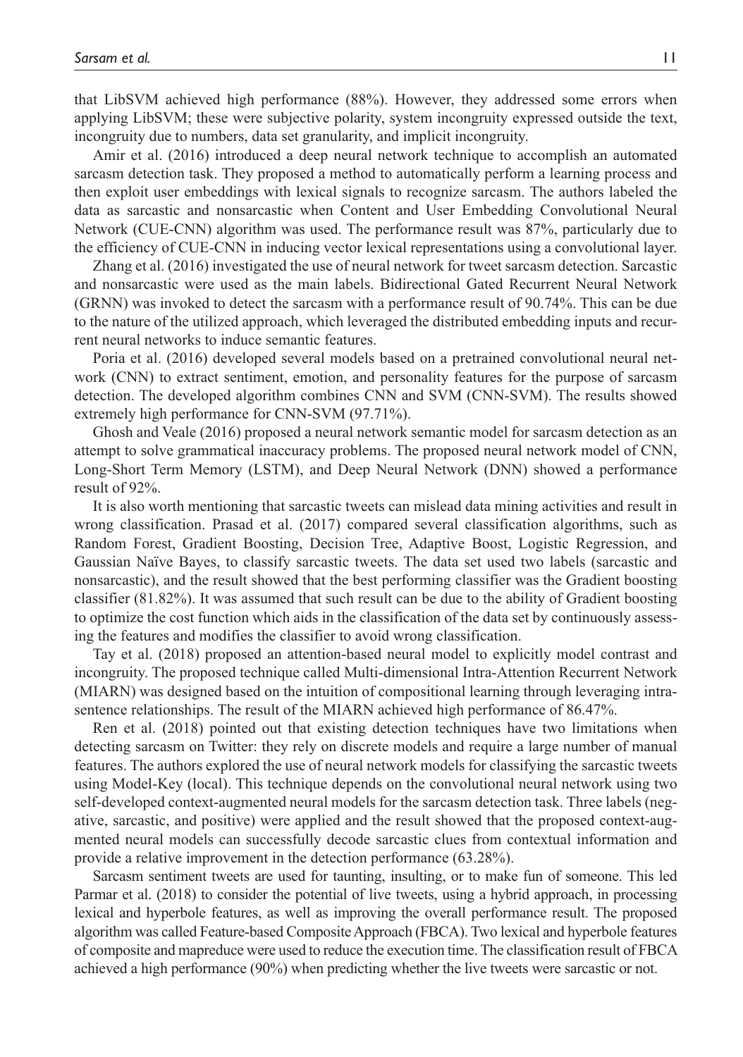that LibSVM achieved high performance (88%). However, they addressed some errors when applying LibSVM; these were subjective polarity, system incongruity expressed outside the text, incongruity due to numbers, data set granularity, and implicit incongruity.

Amir et al. (2016) introduced a deep neural network technique to accomplish an automated sarcasm detection task. They proposed a method to automatically perform a learning process and then exploit user embeddings with lexical signals to recognize sarcasm. The authors labeled the data as sarcastic and nonsarcastic when Content and User Embedding Convolutional Neural Network (CUE-CNN) algorithm was used. The performance result was 87%, particularly due to the efficiency of CUE-CNN in inducing vector lexical representations using a convolutional layer.

Zhang et al. (2016) investigated the use of neural network for tweet sarcasm detection. Sarcastic and nonsarcastic were used as the main labels. Bidirectional Gated Recurrent Neural Network (GRNN) was invoked to detect the sarcasm with a performance result of 90.74%. This can be due to the nature of the utilized approach, which leveraged the distributed embedding inputs and recurrent neural networks to induce semantic features.

Poria et al. (2016) developed several models based on a pretrained convolutional neural network (CNN) to extract sentiment, emotion, and personality features for the purpose of sarcasm detection. The developed algorithm combines CNN and SVM (CNN-SVM). The results showed extremely high performance for CNN-SVM (97.71%).

Ghosh and Veale (2016) proposed a neural network semantic model for sarcasm detection as an attempt to solve grammatical inaccuracy problems. The proposed neural network model of CNN, Long-Short Term Memory (LSTM), and Deep Neural Network (DNN) showed a performance result of 92%.

It is also worth mentioning that sarcastic tweets can mislead data mining activities and result in wrong classification. Prasad et al. (2017) compared several classification algorithms, such as Random Forest, Gradient Boosting, Decision Tree, Adaptive Boost, Logistic Regression, and Gaussian Naïve Bayes, to classify sarcastic tweets. The data set used two labels (sarcastic and nonsarcastic), and the result showed that the best performing classifier was the Gradient boosting classifier (81.82%). It was assumed that such result can be due to the ability of Gradient boosting to optimize the cost function which aids in the classification of the data set by continuously assessing the features and modifies the classifier to avoid wrong classification.

Tay et al. (2018) proposed an attention-based neural model to explicitly model contrast and incongruity. The proposed technique called Multi-dimensional Intra-Attention Recurrent Network (MIARN) was designed based on the intuition of compositional learning through leveraging intra-sentence relationships. The result of the MIARN achieved high performance of 86.47%.

Ren et al. (2018) pointed out that existing detection techniques have two limitations when detecting sarcasm on Twitter: they rely on discrete models and require a large number of manual features. The authors explored the use of neural network models for classifying the sarcastic tweets using Model-Key (local). This technique depends on the convolutional neural network using two self-developed context-augmented neural models for the sarcasm detection task. Three labels (negative, sarcastic, and positive) were applied and the result showed that the proposed context-augmented neural models can successfully decode sarcastic clues from contextual information and provide a relative improvement in the detection performance (63.28%).

Sarcasm sentiment tweets are used for taunting, insulting, or to make fun of someone. This led Parmar et al. (2018) to consider the potential of live tweets, using a hybrid approach, in processing lexical and hyperbole features, as well as improving the overall performance result. The proposed algorithm was called Feature-based Composite Approach (FBCA). Two lexical and hyperbole features of composite and mapreduce were used to reduce the execution time. The classification result of FBCA achieved a high performance (90%) when predicting whether the live tweets were sarcastic or not.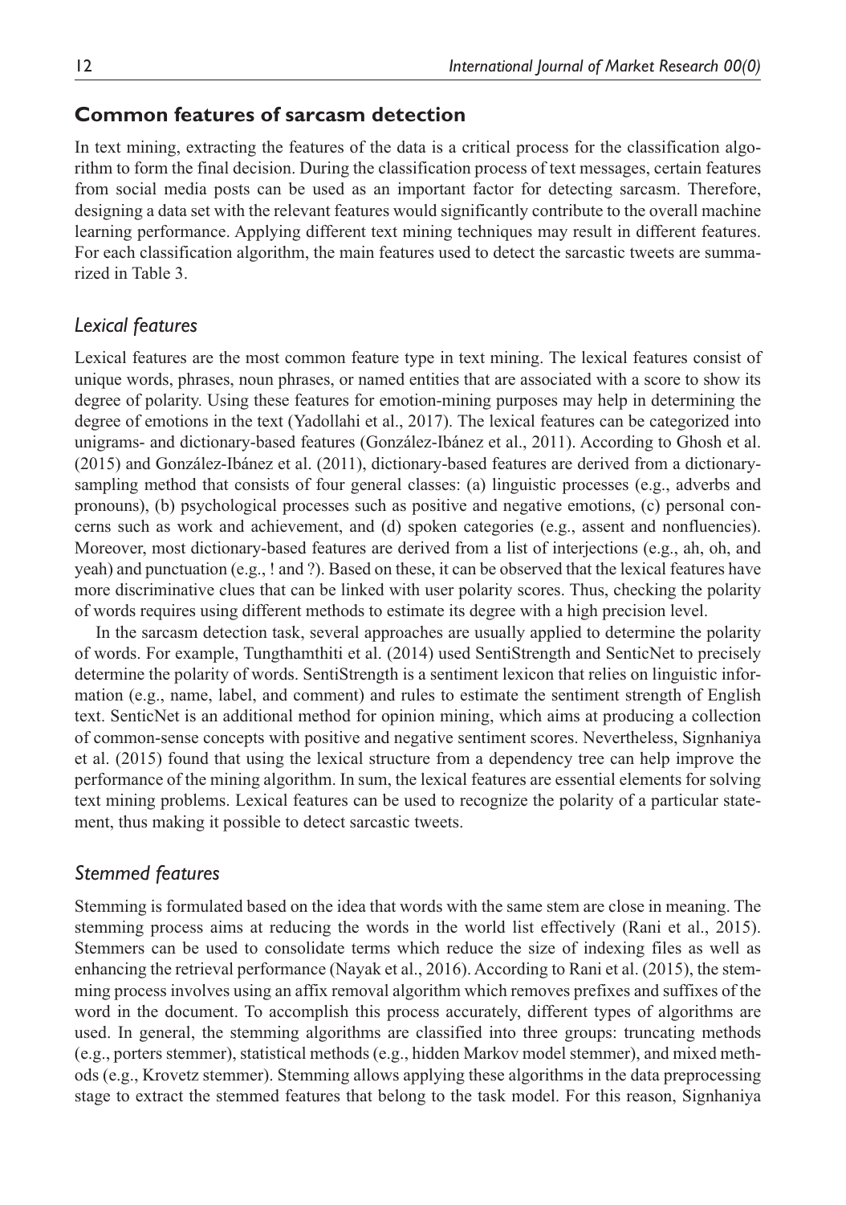## Common features of sarcasm detection

In text mining, extracting the features of the data is a critical process for the classification algorithm to form the final decision. During the classification process of text messages, certain features from social media posts can be used as an important factor for detecting sarcasm. Therefore, designing a data set with the relevant features would significantly contribute to the overall machine learning performance. Applying different text mining techniques may result in different features. For each classification algorithm, the main features used to detect the sarcastic tweets are summarized in Table 3.

### *Lexical features*

Lexical features are the most common feature type in text mining. The lexical features consist of unique words, phrases, noun phrases, or named entities that are associated with a score to show its degree of polarity. Using these features for emotion-mining purposes may help in determining the degree of emotions in the text (Yadollahi et al., 2017). The lexical features can be categorized into unigrams- and dictionary-based features (González-Ibánez et al., 2011). According to Ghosh et al. (2015) and González-Ibánez et al. (2011), dictionary-based features are derived from a dictionary-sampling method that consists of four general classes: (a) linguistic processes (e.g., adverbs and pronouns), (b) psychological processes such as positive and negative emotions, (c) personal concerns such as work and achievement, and (d) spoken categories (e.g., assent and nonfluencies). Moreover, most dictionary-based features are derived from a list of interjections (e.g., ah, oh, and yeah) and punctuation (e.g., ! and ?). Based on these, it can be observed that the lexical features have more discriminative clues that can be linked with user polarity scores. Thus, checking the polarity of words requires using different methods to estimate its degree with a high precision level.

In the sarcasm detection task, several approaches are usually applied to determine the polarity of words. For example, Tungthamthiti et al. (2014) used SentiStrength and SenticNet to precisely determine the polarity of words. SentiStrength is a sentiment lexicon that relies on linguistic information (e.g., name, label, and comment) and rules to estimate the sentiment strength of English text. SenticNet is an additional method for opinion mining, which aims at producing a collection of common-sense concepts with positive and negative sentiment scores. Nevertheless, Signhaniya et al. (2015) found that using the lexical structure from a dependency tree can help improve the performance of the mining algorithm. In sum, the lexical features are essential elements for solving text mining problems. Lexical features can be used to recognize the polarity of a particular statement, thus making it possible to detect sarcastic tweets.

### *Stemmed features*

Stemming is formulated based on the idea that words with the same stem are close in meaning. The stemming process aims at reducing the words in the world list effectively (Rani et al., 2015). Stemmers can be used to consolidate terms which reduce the size of indexing files as well as enhancing the retrieval performance (Nayak et al., 2016). According to Rani et al. (2015), the stemming process involves using an affix removal algorithm which removes prefixes and suffixes of the word in the document. To accomplish this process accurately, different types of algorithms are used. In general, the stemming algorithms are classified into three groups: truncating methods (e.g., porters stemmer), statistical methods (e.g., hidden Markov model stemmer), and mixed methods (e.g., Krovetz stemmer). Stemming allows applying these algorithms in the data preprocessing stage to extract the stemmed features that belong to the task model. For this reason, Signhaniya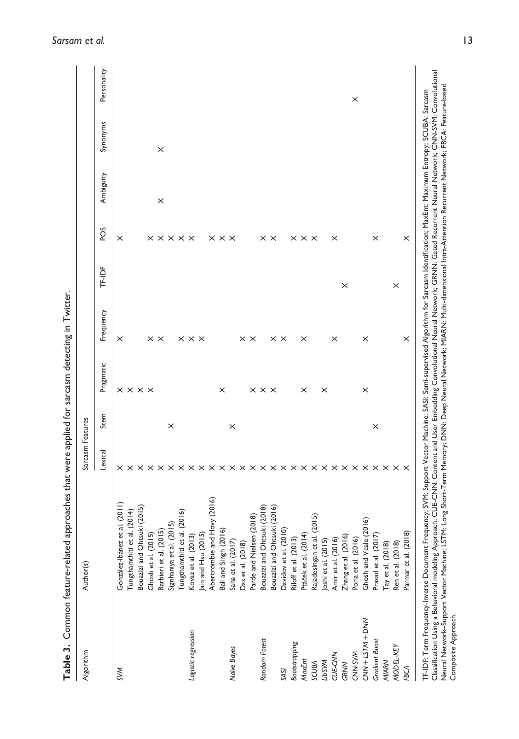**Table 3.** Common feature-related approaches that were applied for sarcasm detecting in Twitter.

| Algorithm | Author(s) | Sarcasm Features | | | | | | | | |
|---|---|---|---|---|---|---|---|---|---|---|
| | | Lexical | Stem | Pragmatic | Frequency | TF-IDF | POS | Ambiguity | Synonyms | Personality |
| *SVM* | González-Ibánez et al. (2011) | × | | × | × | | × | | | |
| | Tungthamthiti et al. (2014) | × | | × | | | | | | |
| | Bouazizi and Ohtsuki (2015) | × | | × | | | | | | |
| | Ghosh et al. (2015) | × | | × | × | | × | | | |
| | Barbieri et al. (2015) | × | | | × | | × | × | × | |
| | Signhaniya et al. (2015) | × | × | | | | × | | | |
| | Tungthamthiti et al. (2016) | × | | | × | | × | | | |
| *Logistic regression* | Kovaz et al. (2013) | × | | | × | | × | | | |
| | Jain and Hsu (2015) | × | | | × | | | | | |
| | Abercrombie and Hovy (2016) | × | | | | | × | | | |
| *Naïve Bayes* | Bali and Singh (2016) | × | | × | | | × | | | |
| | Saha et al. (2017) | × | × | | | | × | | | |
| | Das et al. (2018) | × | | | × | | | | | |
| | Parde and Nielsen (2018) | × | | × | × | | | | | |
| *Random Forest* | Bouazizi and Ohtsuki (2018) | × | | × | × | | × | | | |
| | Bouazizi and Ohtsuki (2016) | × | | × | × | | × | | | |
| *SASI* | Davidov et al. (2010) | × | | | | | | | | |
| *Bootstrapping* | Riloff et al. (2013) | × | | | | | × | | | |
| *MaxEnt* | Ptáček et al. (2014) | × | | × | × | | × | | | |
| *SCUBA* | Rajadesingan et al. (2015) | × | | | | | × | | | |
| *LibSVM* | Joshi et al. (2015) | × | | × | | | | | | |
| *CUE-CNN* | Amir et al. (2016) | × | | | × | | × | | | |
| *GRNN* | Zhang et al. (2016) | × | | | | × | | | | |
| *CNN-SVM* | Poria et al. (2016) | × | | | | | | | | × |
| *CNN + LSTM + DNN* | Ghosh and Veale (2016) | × | | × | × | | | | | |
| *Gradient Boost* | Prasad et al. (2017) | × | × | | | | × | | | |
| *MIARN* | Tay et al. (2018) | × | | | | | | | | |
| *MODEL-KEY* | Ren et al. (2018) | × | | | | × | | | | |
| *FBCA* | Parmar et al. (2018) | × | | | × | | × | | | |

TF-IDF: Term Frequency-Inverse Document Frequency; SVM: Support Vector Machine; SASI: Semi-supervised Algorithm for Sarcasm Identification; MaxEnt: Maximum Entropy; SCUBA: Sarcasm Classification Using a Behavioral modeling Approach; CUE-CNN: Content and User Embedding Convolutional Neural Network; GRNN: Gated Recurrent Neural Network; CNN-SVM: Convolutional Neural Network–Support Vector Machine; LSTM: Long Short-Term Memory; DNN: Deep Neural Network; MIARN: Multi-dimensional Intra-Attention Recurrent Network; FBCA: Feature-based Composite Approach.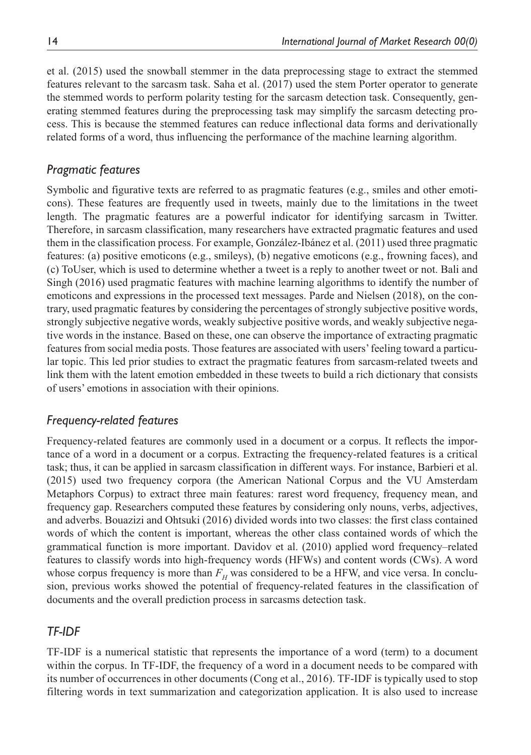et al. (2015) used the snowball stemmer in the data preprocessing stage to extract the stemmed features relevant to the sarcasm task. Saha et al. (2017) used the stem Porter operator to generate the stemmed words to perform polarity testing for the sarcasm detection task. Consequently, generating stemmed features during the preprocessing task may simplify the sarcasm detecting process. This is because the stemmed features can reduce inflectional data forms and derivationally related forms of a word, thus influencing the performance of the machine learning algorithm.

### *Pragmatic features*

Symbolic and figurative texts are referred to as pragmatic features (e.g., smiles and other emoticons). These features are frequently used in tweets, mainly due to the limitations in the tweet length. The pragmatic features are a powerful indicator for identifying sarcasm in Twitter. Therefore, in sarcasm classification, many researchers have extracted pragmatic features and used them in the classification process. For example, González-Ibánez et al. (2011) used three pragmatic features: (a) positive emoticons (e.g., smileys), (b) negative emoticons (e.g., frowning faces), and (c) ToUser, which is used to determine whether a tweet is a reply to another tweet or not. Bali and Singh (2016) used pragmatic features with machine learning algorithms to identify the number of emoticons and expressions in the processed text messages. Parde and Nielsen (2018), on the contrary, used pragmatic features by considering the percentages of strongly subjective positive words, strongly subjective negative words, weakly subjective positive words, and weakly subjective negative words in the instance. Based on these, one can observe the importance of extracting pragmatic features from social media posts. Those features are associated with users' feeling toward a particular topic. This led prior studies to extract the pragmatic features from sarcasm-related tweets and link them with the latent emotion embedded in these tweets to build a rich dictionary that consists of users' emotions in association with their opinions.

### *Frequency-related features*

Frequency-related features are commonly used in a document or a corpus. It reflects the importance of a word in a document or a corpus. Extracting the frequency-related features is a critical task; thus, it can be applied in sarcasm classification in different ways. For instance, Barbieri et al. (2015) used two frequency corpora (the American National Corpus and the VU Amsterdam Metaphors Corpus) to extract three main features: rarest word frequency, frequency mean, and frequency gap. Researchers computed these features by considering only nouns, verbs, adjectives, and adverbs. Bouazizi and Ohtsuki (2016) divided words into two classes: the first class contained words of which the content is important, whereas the other class contained words of which the grammatical function is more important. Davidov et al. (2010) applied word frequency–related features to classify words into high-frequency words (HFWs) and content words (CWs). A word whose corpus frequency is more than $F_H$ was considered to be a HFW, and vice versa. In conclusion, previous works showed the potential of frequency-related features in the classification of documents and the overall prediction process in sarcasms detection task.

### *TF-IDF*

TF-IDF is a numerical statistic that represents the importance of a word (term) to a document within the corpus. In TF-IDF, the frequency of a word in a document needs to be compared with its number of occurrences in other documents (Cong et al., 2016). TF-IDF is typically used to stop filtering words in text summarization and categorization application. It is also used to increase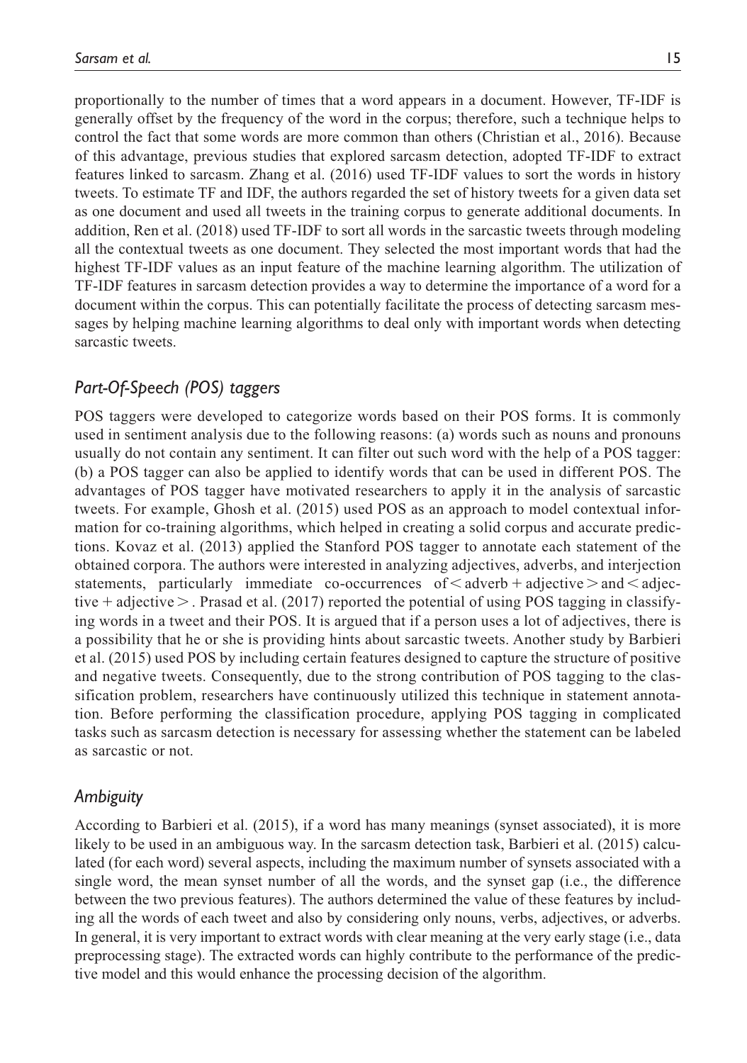proportionally to the number of times that a word appears in a document. However, TF-IDF is generally offset by the frequency of the word in the corpus; therefore, such a technique helps to control the fact that some words are more common than others (Christian et al., 2016). Because of this advantage, previous studies that explored sarcasm detection, adopted TF-IDF to extract features linked to sarcasm. Zhang et al. (2016) used TF-IDF values to sort the words in history tweets. To estimate TF and IDF, the authors regarded the set of history tweets for a given data set as one document and used all tweets in the training corpus to generate additional documents. In addition, Ren et al. (2018) used TF-IDF to sort all words in the sarcastic tweets through modeling all the contextual tweets as one document. They selected the most important words that had the highest TF-IDF values as an input feature of the machine learning algorithm. The utilization of TF-IDF features in sarcasm detection provides a way to determine the importance of a word for a document within the corpus. This can potentially facilitate the process of detecting sarcasm messages by helping machine learning algorithms to deal only with important words when detecting sarcastic tweets.

### *Part-Of-Speech (POS) taggers*

POS taggers were developed to categorize words based on their POS forms. It is commonly used in sentiment analysis due to the following reasons: (a) words such as nouns and pronouns usually do not contain any sentiment. It can filter out such word with the help of a POS tagger: (b) a POS tagger can also be applied to identify words that can be used in different POS. The advantages of POS tagger have motivated researchers to apply it in the analysis of sarcastic tweets. For example, Ghosh et al. (2015) used POS as an approach to model contextual information for co-training algorithms, which helped in creating a solid corpus and accurate predictions. Kovaz et al. (2013) applied the Stanford POS tagger to annotate each statement of the obtained corpora. The authors were interested in analyzing adjectives, adverbs, and interjection statements, particularly immediate co-occurrences of < adverb + adjective > and < adjective + adjective >. Prasad et al. (2017) reported the potential of using POS tagging in classifying words in a tweet and their POS. It is argued that if a person uses a lot of adjectives, there is a possibility that he or she is providing hints about sarcastic tweets. Another study by Barbieri et al. (2015) used POS by including certain features designed to capture the structure of positive and negative tweets. Consequently, due to the strong contribution of POS tagging to the classification problem, researchers have continuously utilized this technique in statement annotation. Before performing the classification procedure, applying POS tagging in complicated tasks such as sarcasm detection is necessary for assessing whether the statement can be labeled as sarcastic or not.

### *Ambiguity*

According to Barbieri et al. (2015), if a word has many meanings (synset associated), it is more likely to be used in an ambiguous way. In the sarcasm detection task, Barbieri et al. (2015) calculated (for each word) several aspects, including the maximum number of synsets associated with a single word, the mean synset number of all the words, and the synset gap (i.e., the difference between the two previous features). The authors determined the value of these features by including all the words of each tweet and also by considering only nouns, verbs, adjectives, or adverbs. In general, it is very important to extract words with clear meaning at the very early stage (i.e., data preprocessing stage). The extracted words can highly contribute to the performance of the predictive model and this would enhance the processing decision of the algorithm.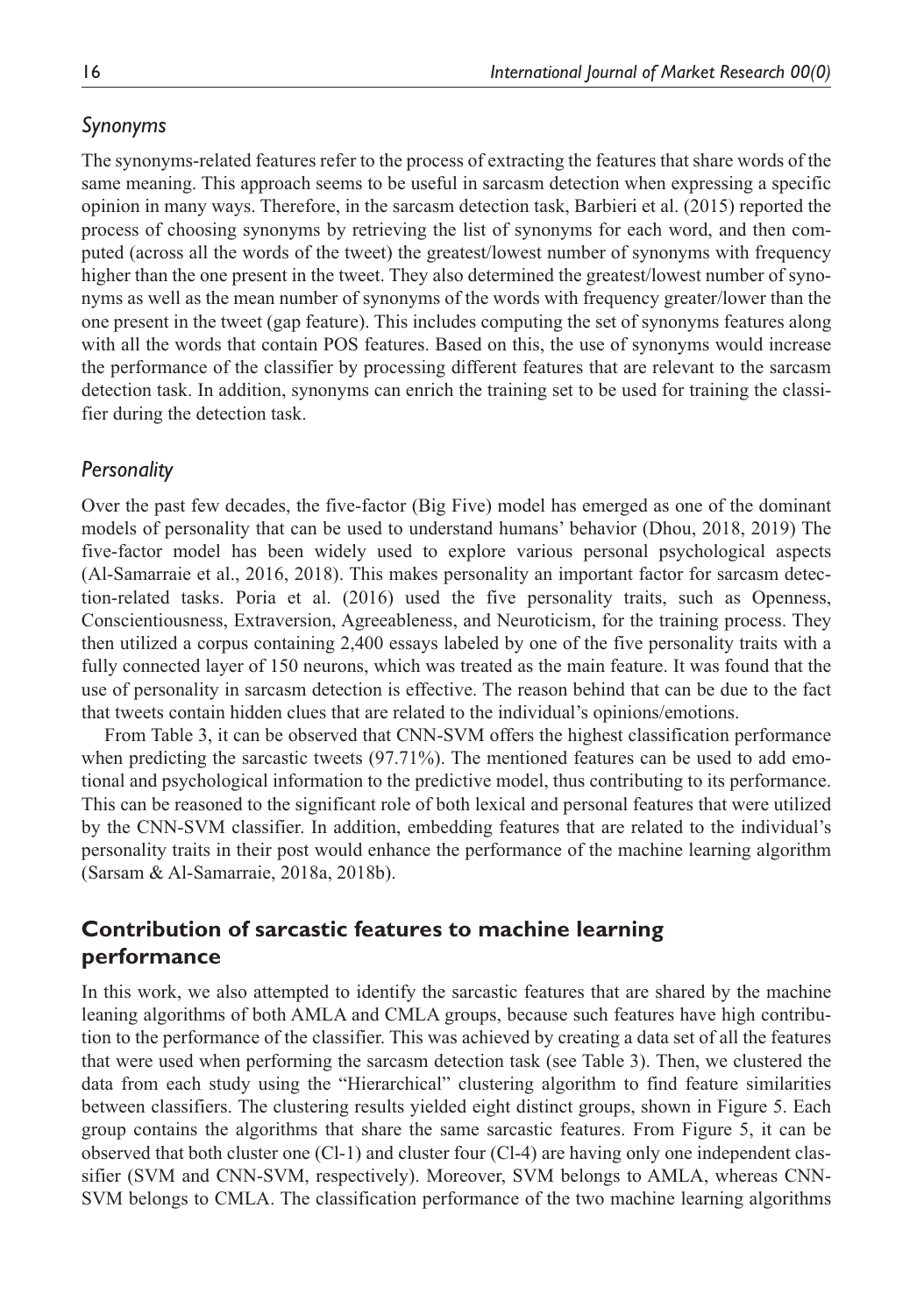### *Synonyms*

The synonyms-related features refer to the process of extracting the features that share words of the same meaning. This approach seems to be useful in sarcasm detection when expressing a specific opinion in many ways. Therefore, in the sarcasm detection task, Barbieri et al. (2015) reported the process of choosing synonyms by retrieving the list of synonyms for each word, and then computed (across all the words of the tweet) the greatest/lowest number of synonyms with frequency higher than the one present in the tweet. They also determined the greatest/lowest number of synonyms as well as the mean number of synonyms of the words with frequency greater/lower than the one present in the tweet (gap feature). This includes computing the set of synonyms features along with all the words that contain POS features. Based on this, the use of synonyms would increase the performance of the classifier by processing different features that are relevant to the sarcasm detection task. In addition, synonyms can enrich the training set to be used for training the classifier during the detection task.

### *Personality*

Over the past few decades, the five-factor (Big Five) model has emerged as one of the dominant models of personality that can be used to understand humans' behavior (Dhou, 2018, 2019) The five-factor model has been widely used to explore various personal psychological aspects (Al-Samarraie et al., 2016, 2018). This makes personality an important factor for sarcasm detection-related tasks. Poria et al. (2016) used the five personality traits, such as Openness, Conscientiousness, Extraversion, Agreeableness, and Neuroticism, for the training process. They then utilized a corpus containing 2,400 essays labeled by one of the five personality traits with a fully connected layer of 150 neurons, which was treated as the main feature. It was found that the use of personality in sarcasm detection is effective. The reason behind that can be due to the fact that tweets contain hidden clues that are related to the individual's opinions/emotions.

From Table 3, it can be observed that CNN-SVM offers the highest classification performance when predicting the sarcastic tweets (97.71%). The mentioned features can be used to add emotional and psychological information to the predictive model, thus contributing to its performance. This can be reasoned to the significant role of both lexical and personal features that were utilized by the CNN-SVM classifier. In addition, embedding features that are related to the individual's personality traits in their post would enhance the performance of the machine learning algorithm (Sarsam & Al-Samarraie, 2018a, 2018b).

## Contribution of sarcastic features to machine learning performance

In this work, we also attempted to identify the sarcastic features that are shared by the machine leaning algorithms of both AMLA and CMLA groups, because such features have high contribution to the performance of the classifier. This was achieved by creating a data set of all the features that were used when performing the sarcasm detection task (see Table 3). Then, we clustered the data from each study using the "Hierarchical" clustering algorithm to find feature similarities between classifiers. The clustering results yielded eight distinct groups, shown in Figure 5. Each group contains the algorithms that share the same sarcastic features. From Figure 5, it can be observed that both cluster one (Cl-1) and cluster four (Cl-4) are having only one independent classifier (SVM and CNN-SVM, respectively). Moreover, SVM belongs to AMLA, whereas CNN-SVM belongs to CMLA. The classification performance of the two machine learning algorithms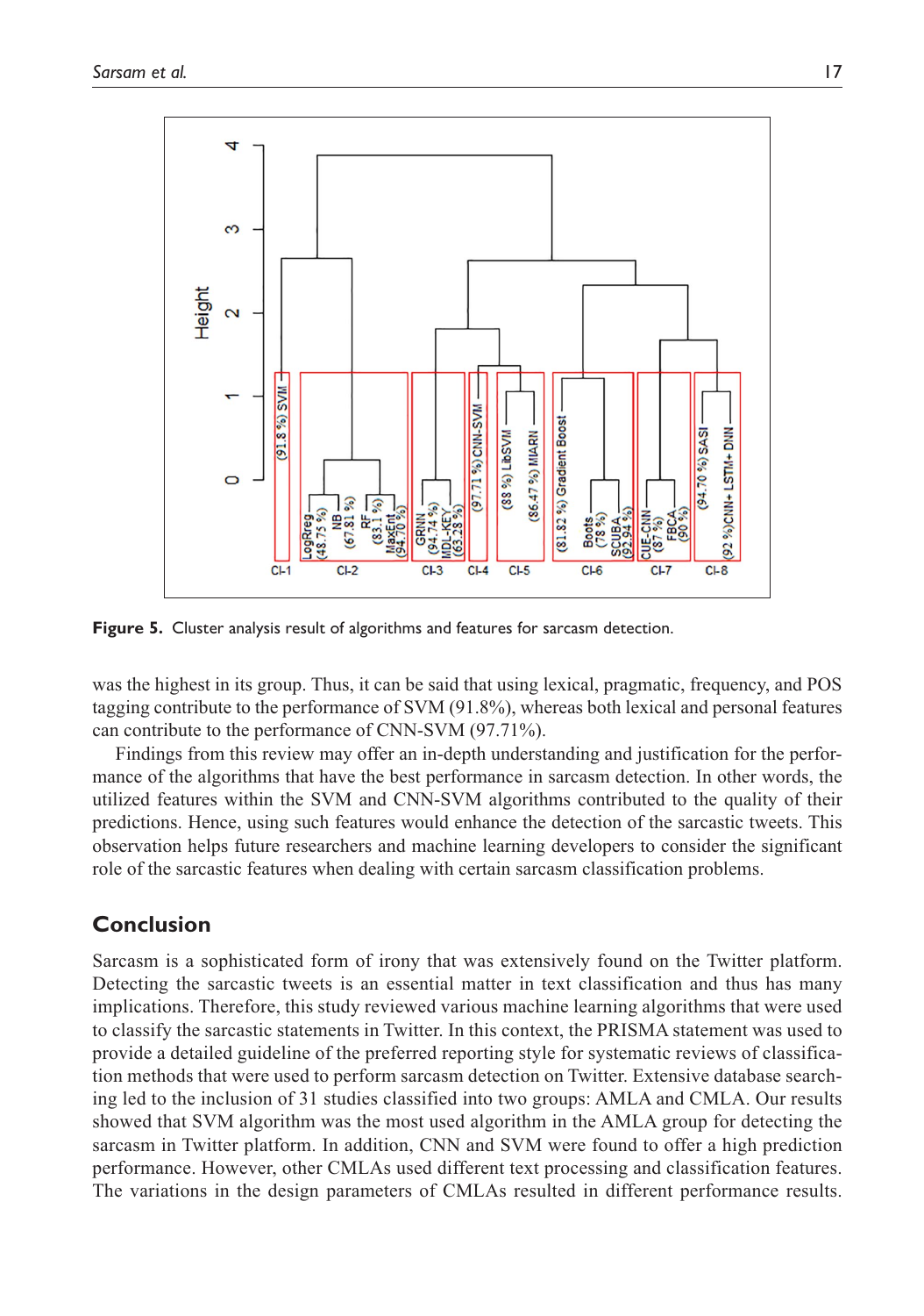**Figure 5.** Cluster analysis result of algorithms and features for sarcasm detection.

was the highest in its group. Thus, it can be said that using lexical, pragmatic, frequency, and POS tagging contribute to the performance of SVM (91.8%), whereas both lexical and personal features can contribute to the performance of CNN-SVM (97.71%).

Findings from this review may offer an in-depth understanding and justification for the performance of the algorithms that have the best performance in sarcasm detection. In other words, the utilized features within the SVM and CNN-SVM algorithms contributed to the quality of their predictions. Hence, using such features would enhance the detection of the sarcastic tweets. This observation helps future researchers and machine learning developers to consider the significant role of the sarcastic features when dealing with certain sarcasm classification problems.

## Conclusion

Sarcasm is a sophisticated form of irony that was extensively found on the Twitter platform. Detecting the sarcastic tweets is an essential matter in text classification and thus has many implications. Therefore, this study reviewed various machine learning algorithms that were used to classify the sarcastic statements in Twitter. In this context, the PRISMA statement was used to provide a detailed guideline of the preferred reporting style for systematic reviews of classification methods that were used to perform sarcasm detection on Twitter. Extensive database searching led to the inclusion of 31 studies classified into two groups: AMLA and CMLA. Our results showed that SVM algorithm was the most used algorithm in the AMLA group for detecting the sarcasm in Twitter platform. In addition, CNN and SVM were found to offer a high prediction performance. However, other CMLAs used different text processing and classification features. The variations in the design parameters of CMLAs resulted in different performance results.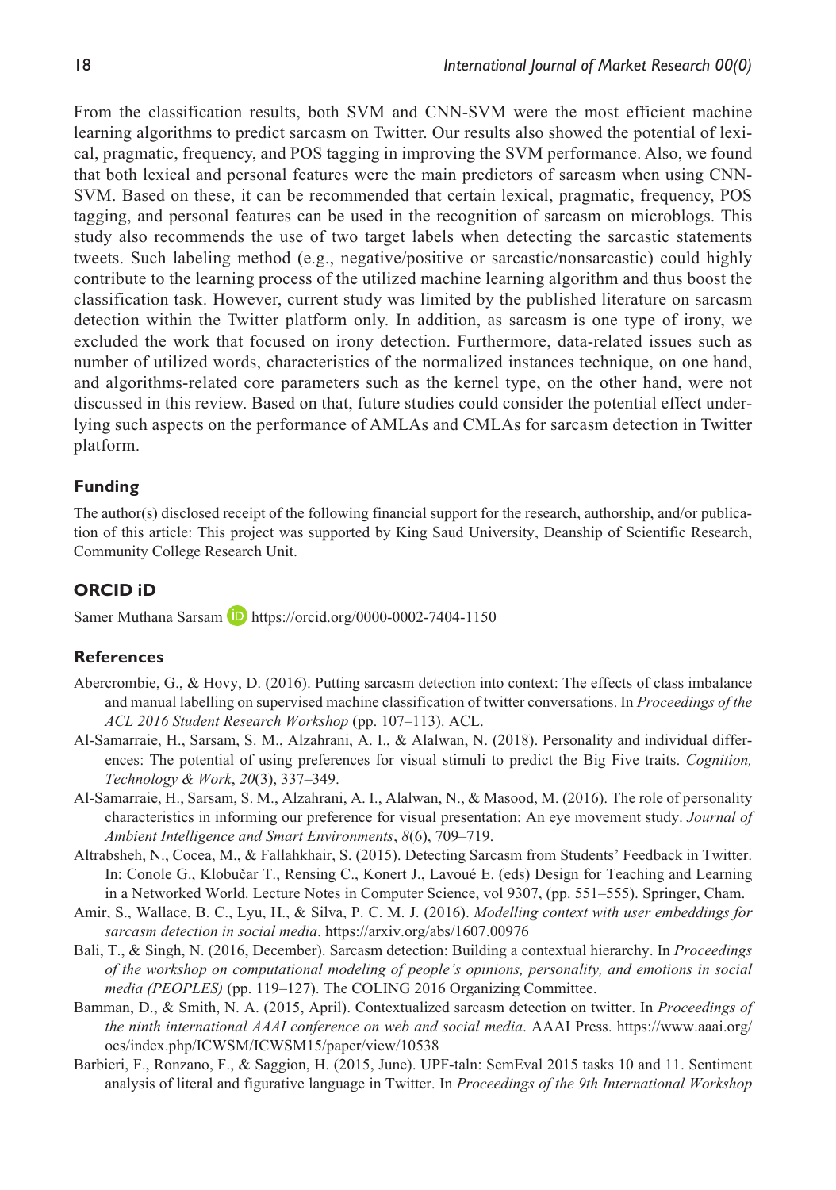From the classification results, both SVM and CNN-SVM were the most efficient machine learning algorithms to predict sarcasm on Twitter. Our results also showed the potential of lexical, pragmatic, frequency, and POS tagging in improving the SVM performance. Also, we found that both lexical and personal features were the main predictors of sarcasm when using CNN-SVM. Based on these, it can be recommended that certain lexical, pragmatic, frequency, POS tagging, and personal features can be used in the recognition of sarcasm on microblogs. This study also recommends the use of two target labels when detecting the sarcastic statements tweets. Such labeling method (e.g., negative/positive or sarcastic/nonsarcastic) could highly contribute to the learning process of the utilized machine learning algorithm and thus boost the classification task. However, current study was limited by the published literature on sarcasm detection within the Twitter platform only. In addition, as sarcasm is one type of irony, we excluded the work that focused on irony detection. Furthermore, data-related issues such as number of utilized words, characteristics of the normalized instances technique, on one hand, and algorithms-related core parameters such as the kernel type, on the other hand, were not discussed in this review. Based on that, future studies could consider the potential effect underlying such aspects on the performance of AMLAs and CMLAs for sarcasm detection in Twitter platform.

### Funding

The author(s) disclosed receipt of the following financial support for the research, authorship, and/or publication of this article: This project was supported by King Saud University, Deanship of Scientific Research, Community College Research Unit.

### ORCID iD

Samer Muthana Sarsam https://orcid.org/0000-0002-7404-1150

### References

Abercrombie, G., & Hovy, D. (2016). Putting sarcasm detection into context: The effects of class imbalance and manual labelling on supervised machine classification of twitter conversations. In *Proceedings of the ACL 2016 Student Research Workshop* (pp. 107–113). ACL.

Al-Samarraie, H., Sarsam, S. M., Alzahrani, A. I., & Alalwan, N. (2018). Personality and individual differences: The potential of using preferences for visual stimuli to predict the Big Five traits. *Cognition, Technology & Work*, *20*(3), 337–349.

Al-Samarraie, H., Sarsam, S. M., Alzahrani, A. I., Alalwan, N., & Masood, M. (2016). The role of personality characteristics in informing our preference for visual presentation: An eye movement study. *Journal of Ambient Intelligence and Smart Environments*, *8*(6), 709–719.

Altrabsheh, N., Cocea, M., & Fallahkhair, S. (2015). Detecting Sarcasm from Students' Feedback in Twitter. In: Conole G., Klobučar T., Rensing C., Konert J., Lavoué E. (eds) Design for Teaching and Learning in a Networked World. Lecture Notes in Computer Science, vol 9307, (pp. 551–555). Springer, Cham.

Amir, S., Wallace, B. C., Lyu, H., & Silva, P. C. M. J. (2016). *Modelling context with user embeddings for sarcasm detection in social media*. https://arxiv.org/abs/1607.00976

Bali, T., & Singh, N. (2016, December). Sarcasm detection: Building a contextual hierarchy. In *Proceedings of the workshop on computational modeling of people's opinions, personality, and emotions in social media (PEOPLES)* (pp. 119–127). The COLING 2016 Organizing Committee.

Bamman, D., & Smith, N. A. (2015, April). Contextualized sarcasm detection on twitter. In *Proceedings of the ninth international AAAI conference on web and social media*. AAAI Press. https://www.aaai.org/ocs/index.php/ICWSM/ICWSM15/paper/view/10538

Barbieri, F., Ronzano, F., & Saggion, H. (2015, June). UPF-taln: SemEval 2015 tasks 10 and 11. Sentiment analysis of literal and figurative language in Twitter. In *Proceedings of the 9th International Workshop*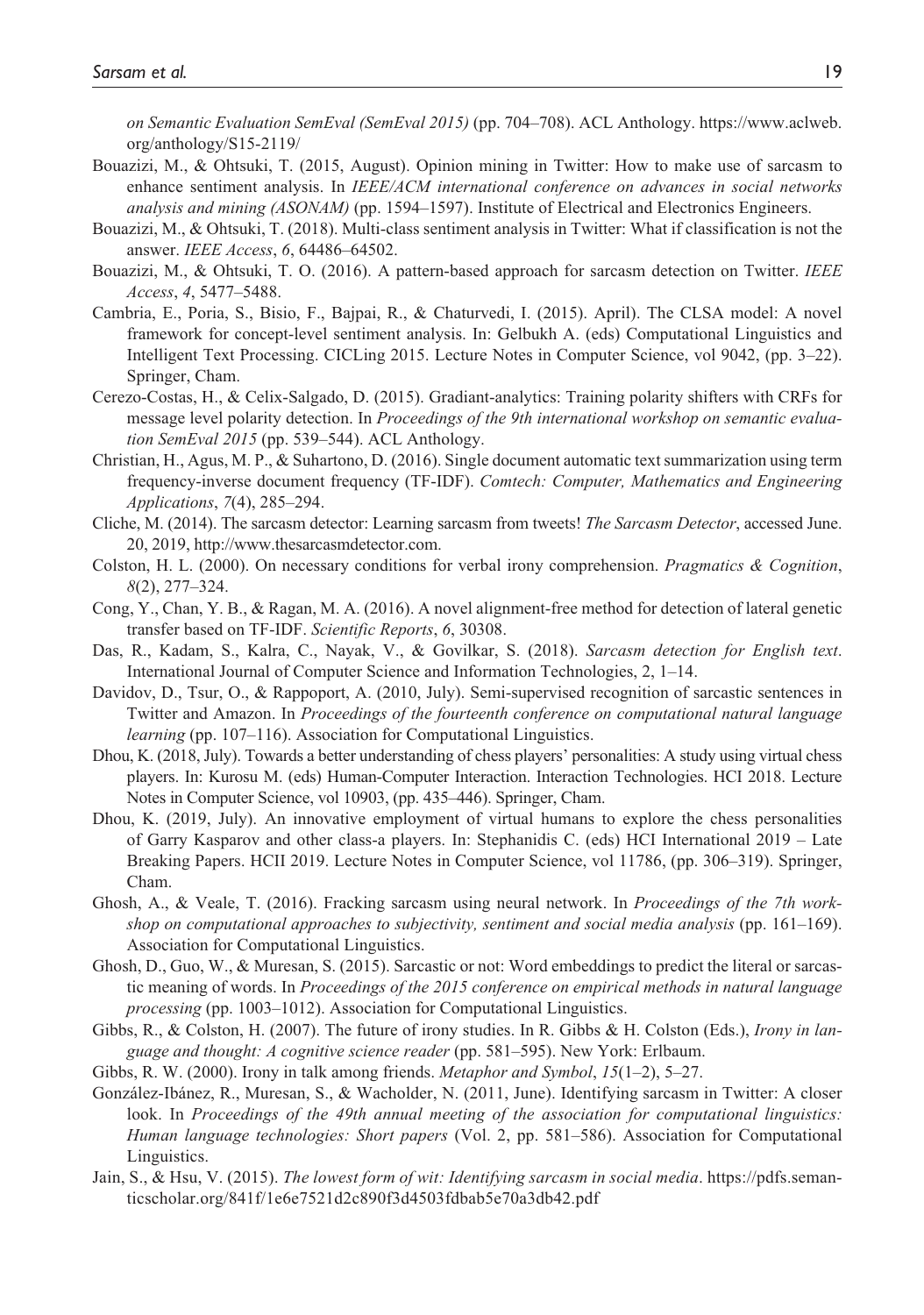*on Semantic Evaluation SemEval (SemEval 2015)* (pp. 704–708). ACL Anthology. https://www.aclweb.org/anthology/S15-2119/

Bouazizi, M., & Ohtsuki, T. (2015, August). Opinion mining in Twitter: How to make use of sarcasm to enhance sentiment analysis. In *IEEE/ACM international conference on advances in social networks analysis and mining (ASONAM)* (pp. 1594–1597). Institute of Electrical and Electronics Engineers.

Bouazizi, M., & Ohtsuki, T. (2018). Multi-class sentiment analysis in Twitter: What if classification is not the answer. *IEEE Access*, *6*, 64486–64502.

Bouazizi, M., & Ohtsuki, T. O. (2016). A pattern-based approach for sarcasm detection on Twitter. *IEEE Access*, *4*, 5477–5488.

Cambria, E., Poria, S., Bisio, F., Bajpai, R., & Chaturvedi, I. (2015). April). The CLSA model: A novel framework for concept-level sentiment analysis. In: Gelbukh A. (eds) Computational Linguistics and Intelligent Text Processing. CICLing 2015. Lecture Notes in Computer Science, vol 9042, (pp. 3–22). Springer, Cham.

Cerezo-Costas, H., & Celix-Salgado, D. (2015). Gradiant-analytics: Training polarity shifters with CRFs for message level polarity detection. In *Proceedings of the 9th international workshop on semantic evaluation SemEval 2015* (pp. 539–544). ACL Anthology.

Christian, H., Agus, M. P., & Suhartono, D. (2016). Single document automatic text summarization using term frequency-inverse document frequency (TF-IDF). *Comtech: Computer, Mathematics and Engineering Applications*, *7*(4), 285–294.

Cliche, M. (2014). The sarcasm detector: Learning sarcasm from tweets! *The Sarcasm Detector*, accessed June. 20, 2019, http://www.thesarcasmdetector.com.

Colston, H. L. (2000). On necessary conditions for verbal irony comprehension. *Pragmatics & Cognition*, *8*(2), 277–324.

Cong, Y., Chan, Y. B., & Ragan, M. A. (2016). A novel alignment-free method for detection of lateral genetic transfer based on TF-IDF. *Scientific Reports*, *6*, 30308.

Das, R., Kadam, S., Kalra, C., Nayak, V., & Govilkar, S. (2018). *Sarcasm detection for English text*. International Journal of Computer Science and Information Technologies, 2, 1–14.

Davidov, D., Tsur, O., & Rappoport, A. (2010, July). Semi-supervised recognition of sarcastic sentences in Twitter and Amazon. In *Proceedings of the fourteenth conference on computational natural language learning* (pp. 107–116). Association for Computational Linguistics.

Dhou, K. (2018, July). Towards a better understanding of chess players' personalities: A study using virtual chess players. In: Kurosu M. (eds) Human-Computer Interaction. Interaction Technologies. HCI 2018. Lecture Notes in Computer Science, vol 10903, (pp. 435–446). Springer, Cham.

Dhou, K. (2019, July). An innovative employment of virtual humans to explore the chess personalities of Garry Kasparov and other class-a players. In: Stephanidis C. (eds) HCI International 2019 – Late Breaking Papers. HCII 2019. Lecture Notes in Computer Science, vol 11786, (pp. 306–319). Springer, Cham.

Ghosh, A., & Veale, T. (2016). Fracking sarcasm using neural network. In *Proceedings of the 7th workshop on computational approaches to subjectivity, sentiment and social media analysis* (pp. 161–169). Association for Computational Linguistics.

Ghosh, D., Guo, W., & Muresan, S. (2015). Sarcastic or not: Word embeddings to predict the literal or sarcastic meaning of words. In *Proceedings of the 2015 conference on empirical methods in natural language processing* (pp. 1003–1012). Association for Computational Linguistics.

Gibbs, R., & Colston, H. (2007). The future of irony studies. In R. Gibbs & H. Colston (Eds.), *Irony in language and thought: A cognitive science reader* (pp. 581–595). New York: Erlbaum.

Gibbs, R. W. (2000). Irony in talk among friends. *Metaphor and Symbol*, *15*(1–2), 5–27.

González-Ibánez, R., Muresan, S., & Wacholder, N. (2011, June). Identifying sarcasm in Twitter: A closer look. In *Proceedings of the 49th annual meeting of the association for computational linguistics: Human language technologies: Short papers* (Vol. 2, pp. 581–586). Association for Computational Linguistics.

Jain, S., & Hsu, V. (2015). *The lowest form of wit: Identifying sarcasm in social media*. https://pdfs.semanticscholar.org/841f/1e6e7521d2c890f3d4503fdbab5e70a3db42.pdf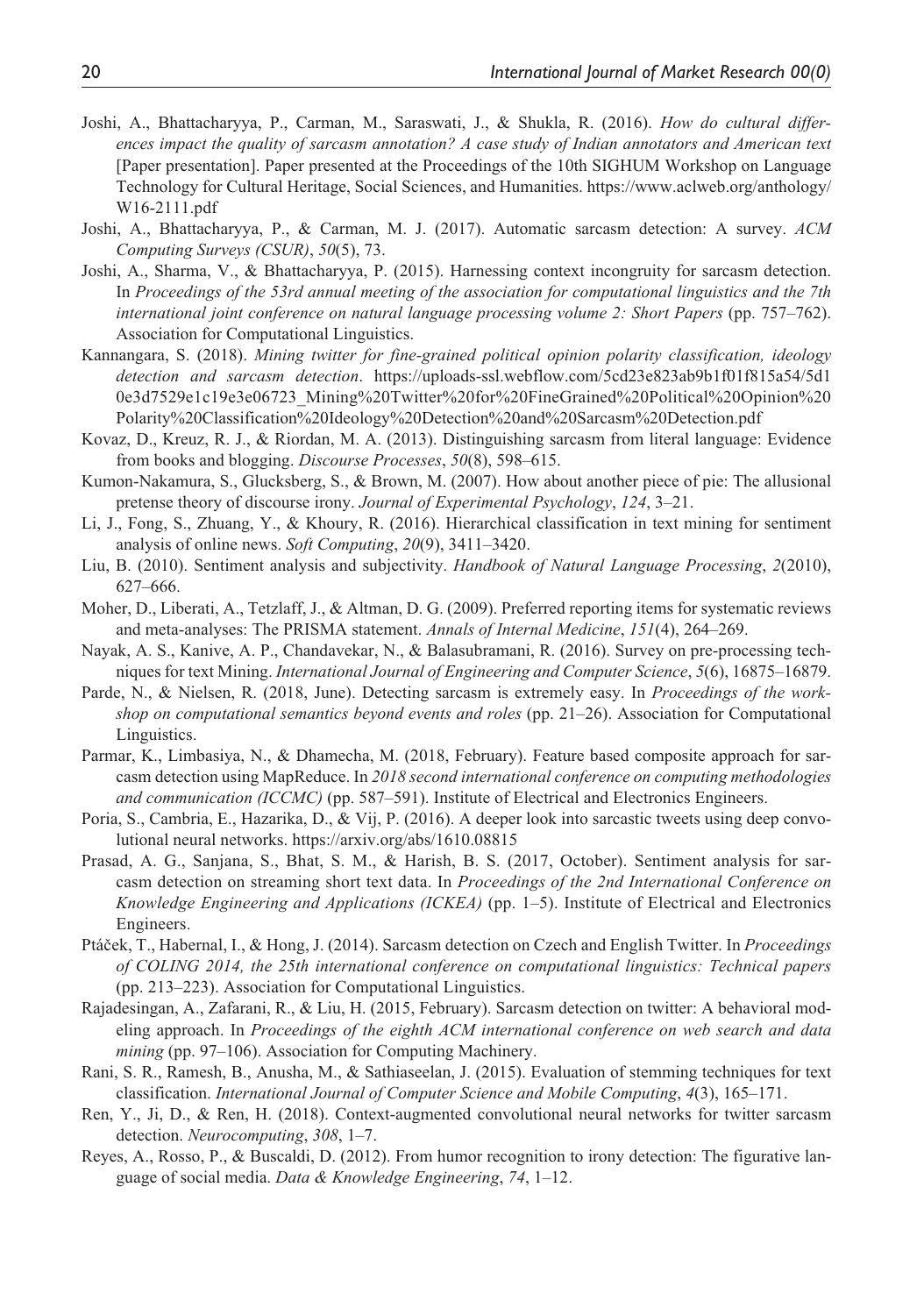Joshi, A., Bhattacharyya, P., Carman, M., Saraswati, J., & Shukla, R. (2016). *How do cultural differences impact the quality of sarcasm annotation? A case study of Indian annotators and American text* [Paper presentation]. Paper presented at the Proceedings of the 10th SIGHUM Workshop on Language Technology for Cultural Heritage, Social Sciences, and Humanities. https://www.aclweb.org/anthology/W16-2111.pdf

Joshi, A., Bhattacharyya, P., & Carman, M. J. (2017). Automatic sarcasm detection: A survey. *ACM Computing Surveys (CSUR)*, *50*(5), 73.

Joshi, A., Sharma, V., & Bhattacharyya, P. (2015). Harnessing context incongruity for sarcasm detection. In *Proceedings of the 53rd annual meeting of the association for computational linguistics and the 7th international joint conference on natural language processing volume 2: Short Papers* (pp. 757–762). Association for Computational Linguistics.

Kannangara, S. (2018). *Mining twitter for fine-grained political opinion polarity classification, ideology detection and sarcasm detection*. https://uploads-ssl.webflow.com/5cd23e823ab9b1f01f815a54/5d10e3d7529e1c19e3e06723_Mining%20Twitter%20for%20FineGrained%20Political%20Opinion%20Polarity%20Classification%20Ideology%20Detection%20and%20Sarcasm%20Detection.pdf

Kovaz, D., Kreuz, R. J., & Riordan, M. A. (2013). Distinguishing sarcasm from literal language: Evidence from books and blogging. *Discourse Processes*, *50*(8), 598–615.

Kumon-Nakamura, S., Glucksberg, S., & Brown, M. (2007). How about another piece of pie: The allusional pretense theory of discourse irony. *Journal of Experimental Psychology*, *124*, 3–21.

Li, J., Fong, S., Zhuang, Y., & Khoury, R. (2016). Hierarchical classification in text mining for sentiment analysis of online news. *Soft Computing*, *20*(9), 3411–3420.

Liu, B. (2010). Sentiment analysis and subjectivity. *Handbook of Natural Language Processing*, *2*(2010), 627–666.

Moher, D., Liberati, A., Tetzlaff, J., & Altman, D. G. (2009). Preferred reporting items for systematic reviews and meta-analyses: The PRISMA statement. *Annals of Internal Medicine*, *151*(4), 264–269.

Nayak, A. S., Kanive, A. P., Chandavekar, N., & Balasubramani, R. (2016). Survey on pre-processing techniques for text Mining. *International Journal of Engineering and Computer Science*, *5*(6), 16875–16879.

Parde, N., & Nielsen, R. (2018, June). Detecting sarcasm is extremely easy. In *Proceedings of the workshop on computational semantics beyond events and roles* (pp. 21–26). Association for Computational Linguistics.

Parmar, K., Limbasiya, N., & Dhamecha, M. (2018, February). Feature based composite approach for sarcasm detection using MapReduce. In *2018 second international conference on computing methodologies and communication (ICCMC)* (pp. 587–591). Institute of Electrical and Electronics Engineers.

Poria, S., Cambria, E., Hazarika, D., & Vij, P. (2016). A deeper look into sarcastic tweets using deep convolutional neural networks. https://arxiv.org/abs/1610.08815

Prasad, A. G., Sanjana, S., Bhat, S. M., & Harish, B. S. (2017, October). Sentiment analysis for sarcasm detection on streaming short text data. In *Proceedings of the 2nd International Conference on Knowledge Engineering and Applications (ICKEA)* (pp. 1–5). Institute of Electrical and Electronics Engineers.

Ptáček, T., Habernal, I., & Hong, J. (2014). Sarcasm detection on Czech and English Twitter. In *Proceedings of COLING 2014, the 25th international conference on computational linguistics: Technical papers* (pp. 213–223). Association for Computational Linguistics.

Rajadesingan, A., Zafarani, R., & Liu, H. (2015, February). Sarcasm detection on twitter: A behavioral modeling approach. In *Proceedings of the eighth ACM international conference on web search and data mining* (pp. 97–106). Association for Computing Machinery.

Rani, S. R., Ramesh, B., Anusha, M., & Sathiaseelan, J. (2015). Evaluation of stemming techniques for text classification. *International Journal of Computer Science and Mobile Computing*, *4*(3), 165–171.

Ren, Y., Ji, D., & Ren, H. (2018). Context-augmented convolutional neural networks for twitter sarcasm detection. *Neurocomputing*, *308*, 1–7.

Reyes, A., Rosso, P., & Buscaldi, D. (2012). From humor recognition to irony detection: The figurative language of social media. *Data & Knowledge Engineering*, *74*, 1–12.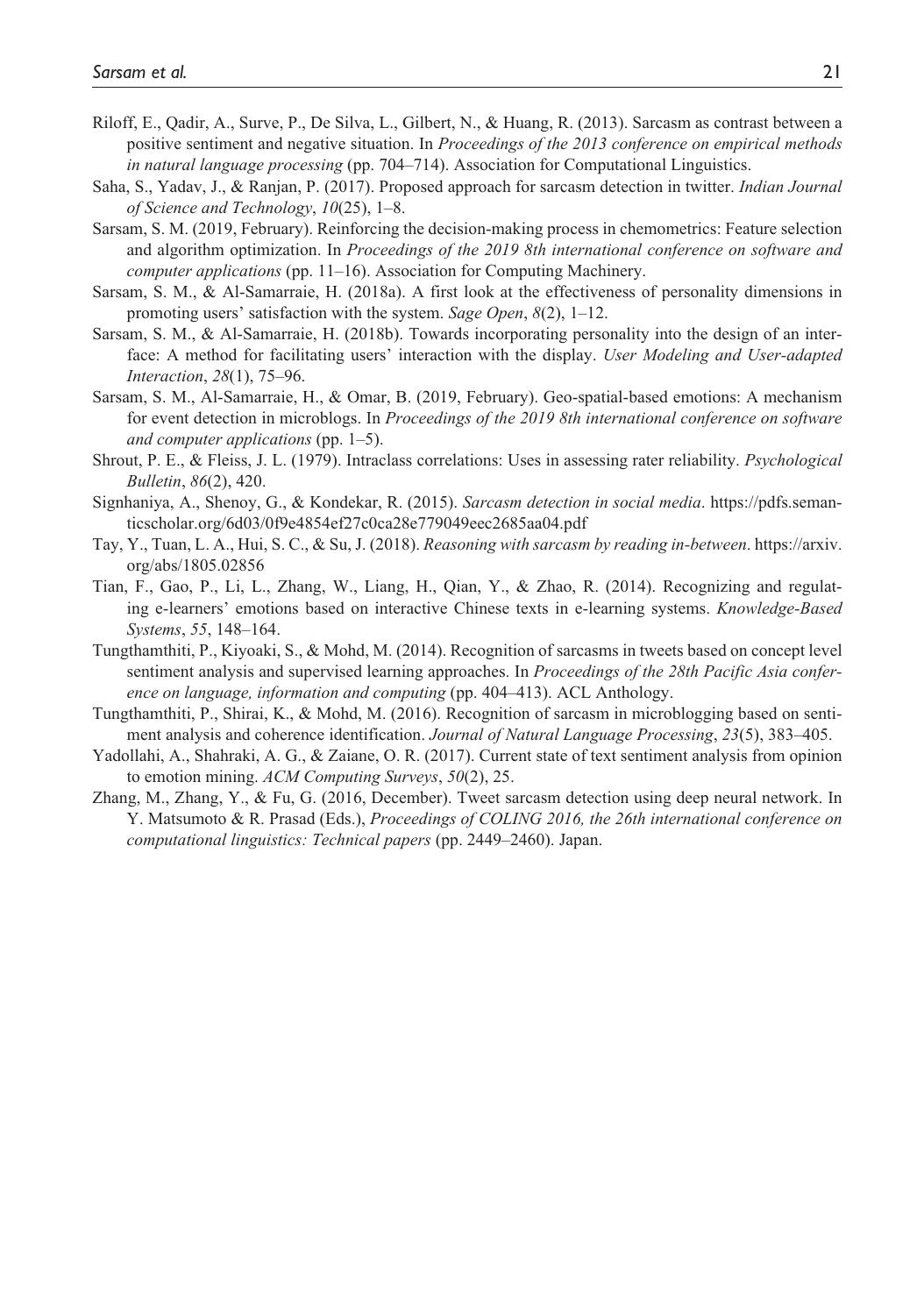Riloff, E., Qadir, A., Surve, P., De Silva, L., Gilbert, N., & Huang, R. (2013). Sarcasm as contrast between a positive sentiment and negative situation. In *Proceedings of the 2013 conference on empirical methods in natural language processing* (pp. 704–714). Association for Computational Linguistics.

Saha, S., Yadav, J., & Ranjan, P. (2017). Proposed approach for sarcasm detection in twitter. *Indian Journal of Science and Technology*, *10*(25), 1–8.

Sarsam, S. M. (2019, February). Reinforcing the decision-making process in chemometrics: Feature selection and algorithm optimization. In *Proceedings of the 2019 8th international conference on software and computer applications* (pp. 11–16). Association for Computing Machinery.

Sarsam, S. M., & Al-Samarraie, H. (2018a). A first look at the effectiveness of personality dimensions in promoting users' satisfaction with the system. *Sage Open*, *8*(2), 1–12.

Sarsam, S. M., & Al-Samarraie, H. (2018b). Towards incorporating personality into the design of an interface: A method for facilitating users' interaction with the display. *User Modeling and User-adapted Interaction*, *28*(1), 75–96.

Sarsam, S. M., Al-Samarraie, H., & Omar, B. (2019, February). Geo-spatial-based emotions: A mechanism for event detection in microblogs. In *Proceedings of the 2019 8th international conference on software and computer applications* (pp. 1–5).

Shrout, P. E., & Fleiss, J. L. (1979). Intraclass correlations: Uses in assessing rater reliability. *Psychological Bulletin*, *86*(2), 420.

Signhaniya, A., Shenoy, G., & Kondekar, R. (2015). *Sarcasm detection in social media*. https://pdfs.semanticscholar.org/6d03/0f9e4854ef27c0ca28e779049eec2685aa04.pdf

Tay, Y., Tuan, L. A., Hui, S. C., & Su, J. (2018). *Reasoning with sarcasm by reading in-between*. https://arxiv.org/abs/1805.02856

Tian, F., Gao, P., Li, L., Zhang, W., Liang, H., Qian, Y., & Zhao, R. (2014). Recognizing and regulating e-learners' emotions based on interactive Chinese texts in e-learning systems. *Knowledge-Based Systems*, *55*, 148–164.

Tungthamthiti, P., Kiyoaki, S., & Mohd, M. (2014). Recognition of sarcasms in tweets based on concept level sentiment analysis and supervised learning approaches. In *Proceedings of the 28th Pacific Asia conference on language, information and computing* (pp. 404–413). ACL Anthology.

Tungthamthiti, P., Shirai, K., & Mohd, M. (2016). Recognition of sarcasm in microblogging based on sentiment analysis and coherence identification. *Journal of Natural Language Processing*, *23*(5), 383–405.

Yadollahi, A., Shahraki, A. G., & Zaiane, O. R. (2017). Current state of text sentiment analysis from opinion to emotion mining. *ACM Computing Surveys*, *50*(2), 25.

Zhang, M., Zhang, Y., & Fu, G. (2016, December). Tweet sarcasm detection using deep neural network. In Y. Matsumoto & R. Prasad (Eds.), *Proceedings of COLING 2016, the 26th international conference on computational linguistics: Technical papers* (pp. 2449–2460). Japan.